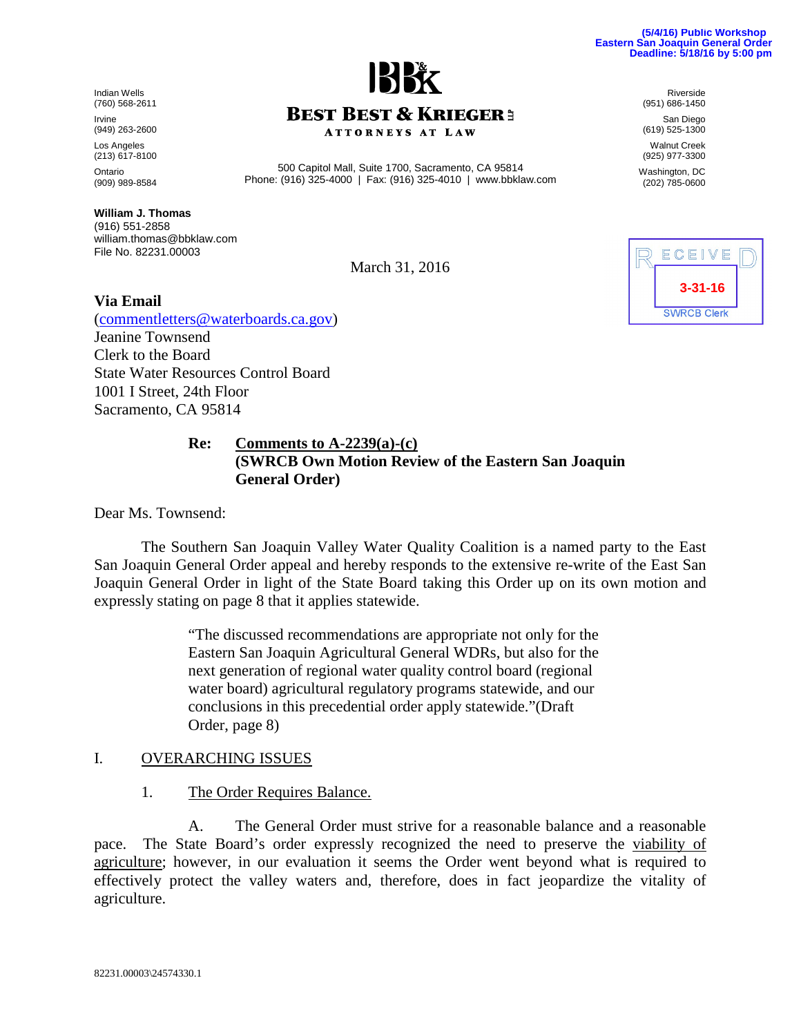(5/4/16) Public Workshop
Eastern San Joaquin General Order
Deadline: 5/18/16 by 5:00 pm

**BEST BEST & KRIEGER LLP**
ATTORNEYS AT LAW

Indian Wells (760) 568-2611
Irvine (949) 263-2600
Los Angeles (213) 617-8100
Ontario (909) 989-8584

500 Capitol Mall, Suite 1700, Sacramento, CA 95814
Phone: (916) 325-4000 | Fax: (916) 325-4010 | www.bbklaw.com

Riverside (951) 686-1450
San Diego (619) 525-1300
Walnut Creek (925) 977-3300
Washington, DC (202) 785-0600

**William J. Thomas**
(916) 551-2858
william.thomas@bbklaw.com
File No. 82231.00003

RECEIVED
3-31-16
SWRCB Clerk

March 31, 2016

**Via Email**
(commentletters@waterboards.ca.gov)
Jeanine Townsend
Clerk to the Board
State Water Resources Control Board
1001 I Street, 24th Floor
Sacramento, CA 95814

**Re: Comments to A-2239(a)-(c)**
**(SWRCB Own Motion Review of the Eastern San Joaquin General Order)**

Dear Ms. Townsend:

The Southern San Joaquin Valley Water Quality Coalition is a named party to the East San Joaquin General Order appeal and hereby responds to the extensive re-write of the East San Joaquin General Order in light of the State Board taking this Order up on its own motion and expressly stating on page 8 that it applies statewide.

> "The discussed recommendations are appropriate not only for the Eastern San Joaquin Agricultural General WDRs, but also for the next generation of regional water quality control board (regional water board) agricultural regulatory programs statewide, and our conclusions in this precedential order apply statewide."(Draft Order, page 8)

## I. OVERARCHING ISSUES

### 1. The Order Requires Balance.

A. The General Order must strive for a reasonable balance and a reasonable pace. The State Board's order expressly recognized the need to preserve the viability of agriculture; however, in our evaluation it seems the Order went beyond what is required to effectively protect the valley waters and, therefore, does in fact jeopardize the vitality of agriculture.

82231.00003\24574330.1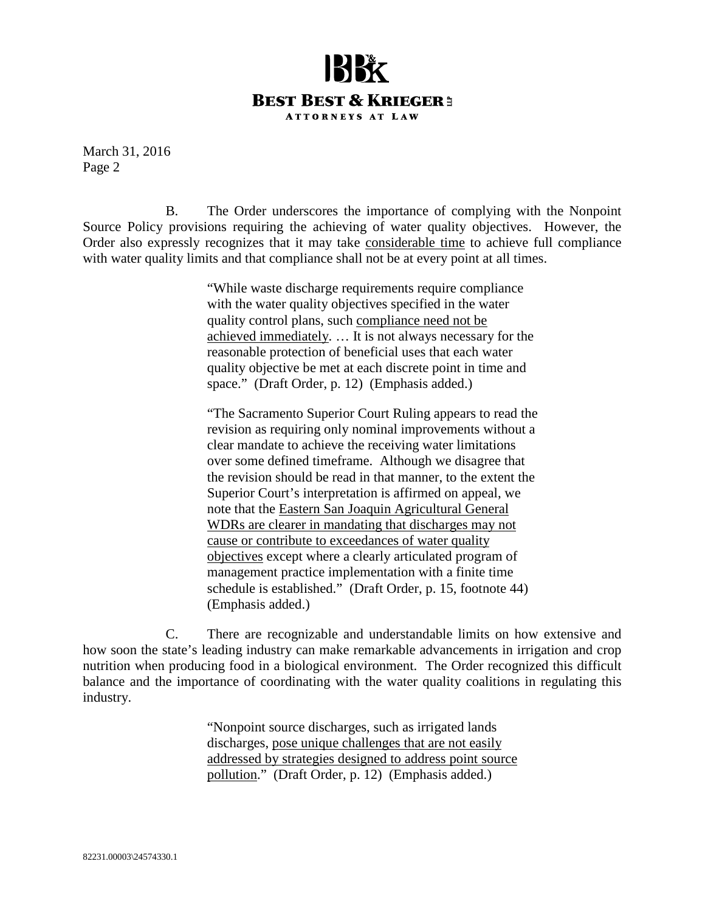March 31, 2016
Page 2

B. The Order underscores the importance of complying with the Nonpoint Source Policy provisions requiring the achieving of water quality objectives. However, the Order also expressly recognizes that it may take <u>considerable time</u> to achieve full compliance with water quality limits and that compliance shall not be at every point at all times.

> "While waste discharge requirements require compliance with the water quality objectives specified in the water quality control plans, such <u>compliance need not be achieved immediately</u>. … It is not always necessary for the reasonable protection of beneficial uses that each water quality objective be met at each discrete point in time and space." (Draft Order, p. 12) (Emphasis added.)
>
> "The Sacramento Superior Court Ruling appears to read the revision as requiring only nominal improvements without a clear mandate to achieve the receiving water limitations over some defined timeframe. Although we disagree that the revision should be read in that manner, to the extent the Superior Court's interpretation is affirmed on appeal, we note that the <u>Eastern San Joaquin Agricultural General WDRs are clearer in mandating that discharges may not cause or contribute to exceedances of water quality objectives</u> except where a clearly articulated program of management practice implementation with a finite time schedule is established." (Draft Order, p. 15, footnote 44) (Emphasis added.)

C. There are recognizable and understandable limits on how extensive and how soon the state's leading industry can make remarkable advancements in irrigation and crop nutrition when producing food in a biological environment. The Order recognized this difficult balance and the importance of coordinating with the water quality coalitions in regulating this industry.

> "Nonpoint source discharges, such as irrigated lands discharges, <u>pose unique challenges that are not easily addressed by strategies designed to address point source pollution</u>." (Draft Order, p. 12) (Emphasis added.)

82231.00003\24574330.1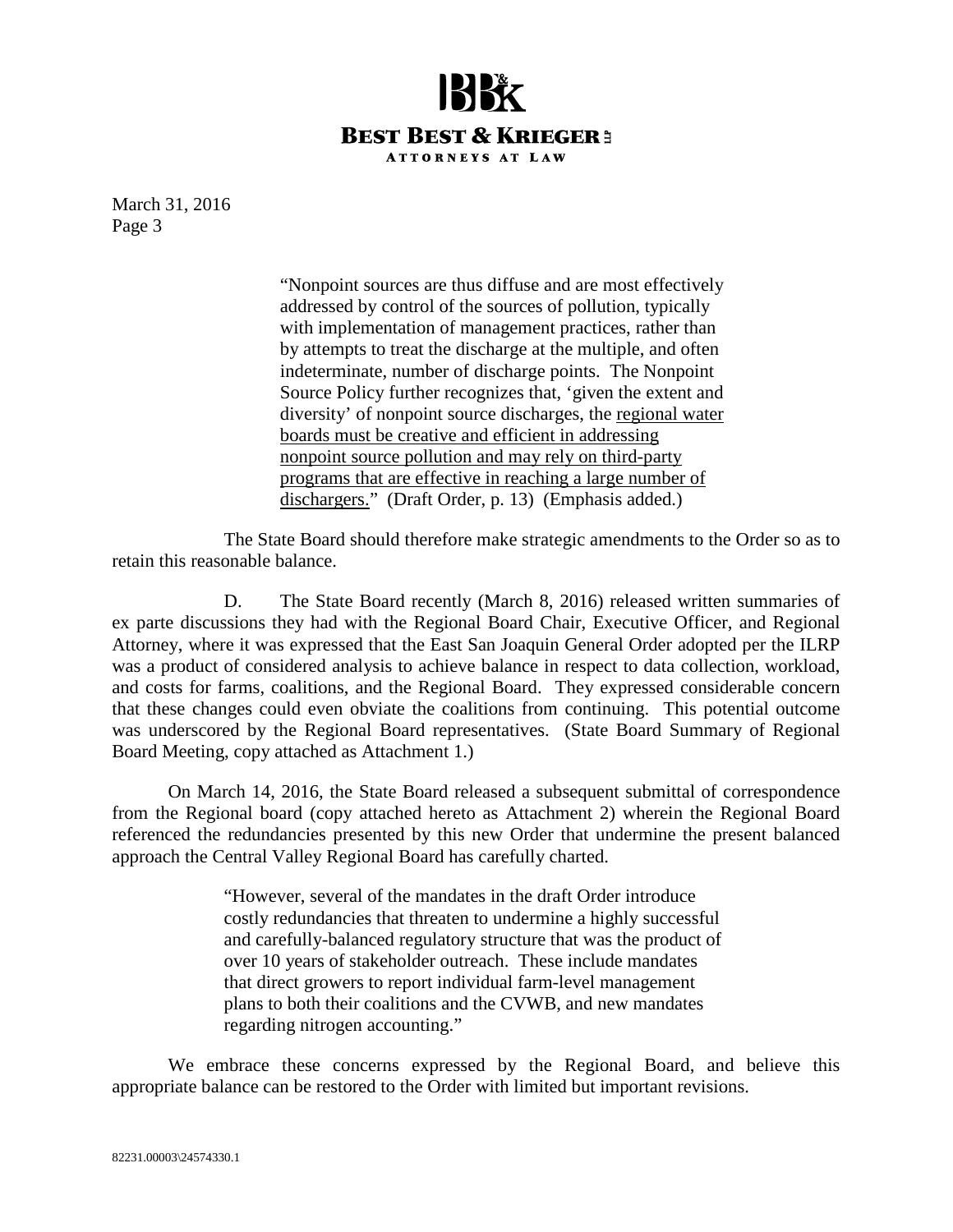> "Nonpoint sources are thus diffuse and are most effectively addressed by control of the sources of pollution, typically with implementation of management practices, rather than by attempts to treat the discharge at the multiple, and often indeterminate, number of discharge points. The Nonpoint Source Policy further recognizes that, 'given the extent and diversity' of nonpoint source discharges, the <u>regional water boards must be creative and efficient in addressing nonpoint source pollution and may rely on third-party programs that are effective in reaching a large number of dischargers.</u>" (Draft Order, p. 13) (Emphasis added.)

The State Board should therefore make strategic amendments to the Order so as to retain this reasonable balance.

D. The State Board recently (March 8, 2016) released written summaries of ex parte discussions they had with the Regional Board Chair, Executive Officer, and Regional Attorney, where it was expressed that the East San Joaquin General Order adopted per the ILRP was a product of considered analysis to achieve balance in respect to data collection, workload, and costs for farms, coalitions, and the Regional Board. They expressed considerable concern that these changes could even obviate the coalitions from continuing. This potential outcome was underscored by the Regional Board representatives. (State Board Summary of Regional Board Meeting, copy attached as Attachment 1.)

On March 14, 2016, the State Board released a subsequent submittal of correspondence from the Regional board (copy attached hereto as Attachment 2) wherein the Regional Board referenced the redundancies presented by this new Order that undermine the present balanced approach the Central Valley Regional Board has carefully charted.

> "However, several of the mandates in the draft Order introduce costly redundancies that threaten to undermine a highly successful and carefully-balanced regulatory structure that was the product of over 10 years of stakeholder outreach. These include mandates that direct growers to report individual farm-level management plans to both their coalitions and the CVWB, and new mandates regarding nitrogen accounting."

We embrace these concerns expressed by the Regional Board, and believe this appropriate balance can be restored to the Order with limited but important revisions.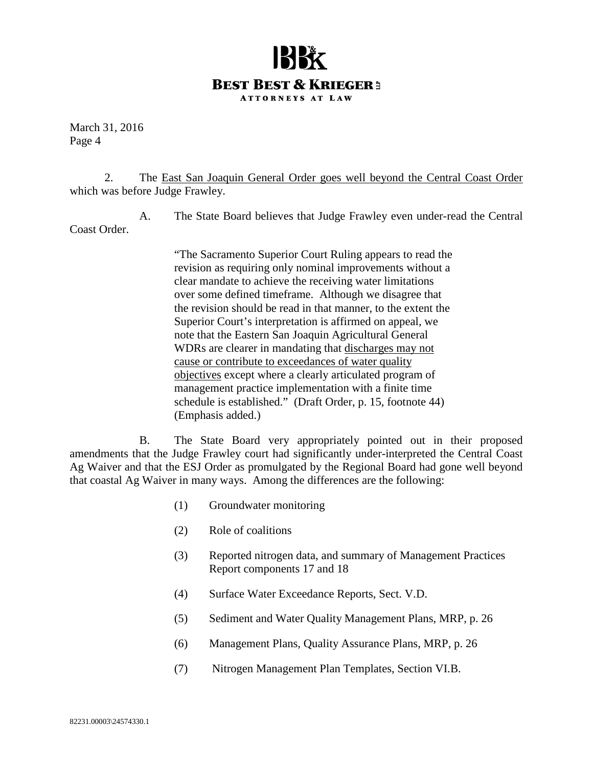March 31, 2016

2. The <u>East San Joaquin General Order goes well beyond the Central Coast Order</u> which was before Judge Frawley.

A. The State Board believes that Judge Frawley even under-read the Central Coast Order.

> "The Sacramento Superior Court Ruling appears to read the revision as requiring only nominal improvements without a clear mandate to achieve the receiving water limitations over some defined timeframe. Although we disagree that the revision should be read in that manner, to the extent the Superior Court's interpretation is affirmed on appeal, we note that the Eastern San Joaquin Agricultural General WDRs are clearer in mandating that <u>discharges may not cause or contribute to exceedances of water quality objectives</u> except where a clearly articulated program of management practice implementation with a finite time schedule is established." (Draft Order, p. 15, footnote 44) (Emphasis added.)

B. The State Board very appropriately pointed out in their proposed amendments that the Judge Frawley court had significantly under-interpreted the Central Coast Ag Waiver and that the ESJ Order as promulgated by the Regional Board had gone well beyond that coastal Ag Waiver in many ways. Among the differences are the following:

(1) Groundwater monitoring

(2) Role of coalitions

(3) Reported nitrogen data, and summary of Management Practices Report components 17 and 18

(4) Surface Water Exceedance Reports, Sect. V.D.

(5) Sediment and Water Quality Management Plans, MRP, p. 26

(6) Management Plans, Quality Assurance Plans, MRP, p. 26

(7) Nitrogen Management Plan Templates, Section VI.B.

82231.00003\24574330.1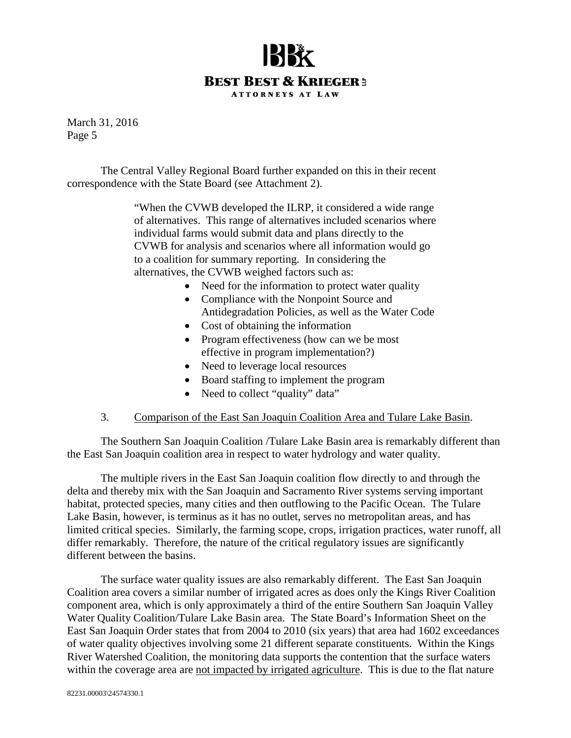The Central Valley Regional Board further expanded on this in their recent correspondence with the State Board (see Attachment 2).

> "When the CVWB developed the ILRP, it considered a wide range of alternatives. This range of alternatives included scenarios where individual farms would submit data and plans directly to the CVWB for analysis and scenarios where all information would go to a coalition for summary reporting. In considering the alternatives, the CVWB weighed factors such as:
>
> - Need for the information to protect water quality
> - Compliance with the Nonpoint Source and Antidegradation Policies, as well as the Water Code
> - Cost of obtaining the information
> - Program effectiveness (how can we be most effective in program implementation?)
> - Need to leverage local resources
> - Board staffing to implement the program
> - Need to collect "quality" data"

3. Comparison of the East San Joaquin Coalition Area and Tulare Lake Basin.

The Southern San Joaquin Coalition /Tulare Lake Basin area is remarkably different than the East San Joaquin coalition area in respect to water hydrology and water quality.

The multiple rivers in the East San Joaquin coalition flow directly to and through the delta and thereby mix with the San Joaquin and Sacramento River systems serving important habitat, protected species, many cities and then outflowing to the Pacific Ocean. The Tulare Lake Basin, however, is terminus as it has no outlet, serves no metropolitan areas, and has limited critical species. Similarly, the farming scope, crops, irrigation practices, water runoff, all differ remarkably. Therefore, the nature of the critical regulatory issues are significantly different between the basins.

The surface water quality issues are also remarkably different. The East San Joaquin Coalition area covers a similar number of irrigated acres as does only the Kings River Coalition component area, which is only approximately a third of the entire Southern San Joaquin Valley Water Quality Coalition/Tulare Lake Basin area. The State Board's Information Sheet on the East San Joaquin Order states that from 2004 to 2010 (six years) that area had 1602 exceedances of water quality objectives involving some 21 different separate constituents. Within the Kings River Watershed Coalition, the monitoring data supports the contention that the surface waters within the coverage area are not impacted by irrigated agriculture. This is due to the flat nature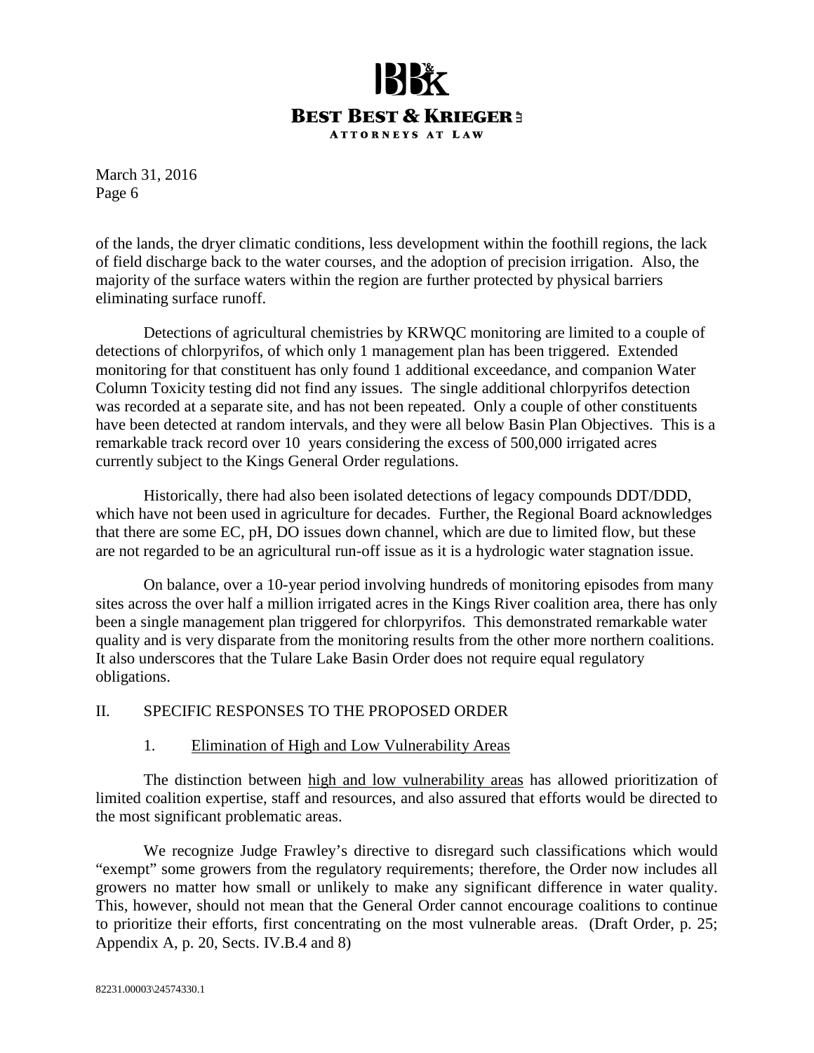of the lands, the dryer climatic conditions, less development within the foothill regions, the lack of field discharge back to the water courses, and the adoption of precision irrigation. Also, the majority of the surface waters within the region are further protected by physical barriers eliminating surface runoff.

Detections of agricultural chemistries by KRWQC monitoring are limited to a couple of detections of chlorpyrifos, of which only 1 management plan has been triggered. Extended monitoring for that constituent has only found 1 additional exceedance, and companion Water Column Toxicity testing did not find any issues. The single additional chlorpyrifos detection was recorded at a separate site, and has not been repeated. Only a couple of other constituents have been detected at random intervals, and they were all below Basin Plan Objectives. This is a remarkable track record over 10 years considering the excess of 500,000 irrigated acres currently subject to the Kings General Order regulations.

Historically, there had also been isolated detections of legacy compounds DDT/DDD, which have not been used in agriculture for decades. Further, the Regional Board acknowledges that there are some EC, pH, DO issues down channel, which are due to limited flow, but these are not regarded to be an agricultural run-off issue as it is a hydrologic water stagnation issue.

On balance, over a 10-year period involving hundreds of monitoring episodes from many sites across the over half a million irrigated acres in the Kings River coalition area, there has only been a single management plan triggered for chlorpyrifos. This demonstrated remarkable water quality and is very disparate from the monitoring results from the other more northern coalitions. It also underscores that the Tulare Lake Basin Order does not require equal regulatory obligations.

## II. SPECIFIC RESPONSES TO THE PROPOSED ORDER

### 1. Elimination of High and Low Vulnerability Areas

The distinction between high and low vulnerability areas has allowed prioritization of limited coalition expertise, staff and resources, and also assured that efforts would be directed to the most significant problematic areas.

We recognize Judge Frawley's directive to disregard such classifications which would "exempt" some growers from the regulatory requirements; therefore, the Order now includes all growers no matter how small or unlikely to make any significant difference in water quality. This, however, should not mean that the General Order cannot encourage coalitions to continue to prioritize their efforts, first concentrating on the most vulnerable areas. (Draft Order, p. 25; Appendix A, p. 20, Sects. IV.B.4 and 8)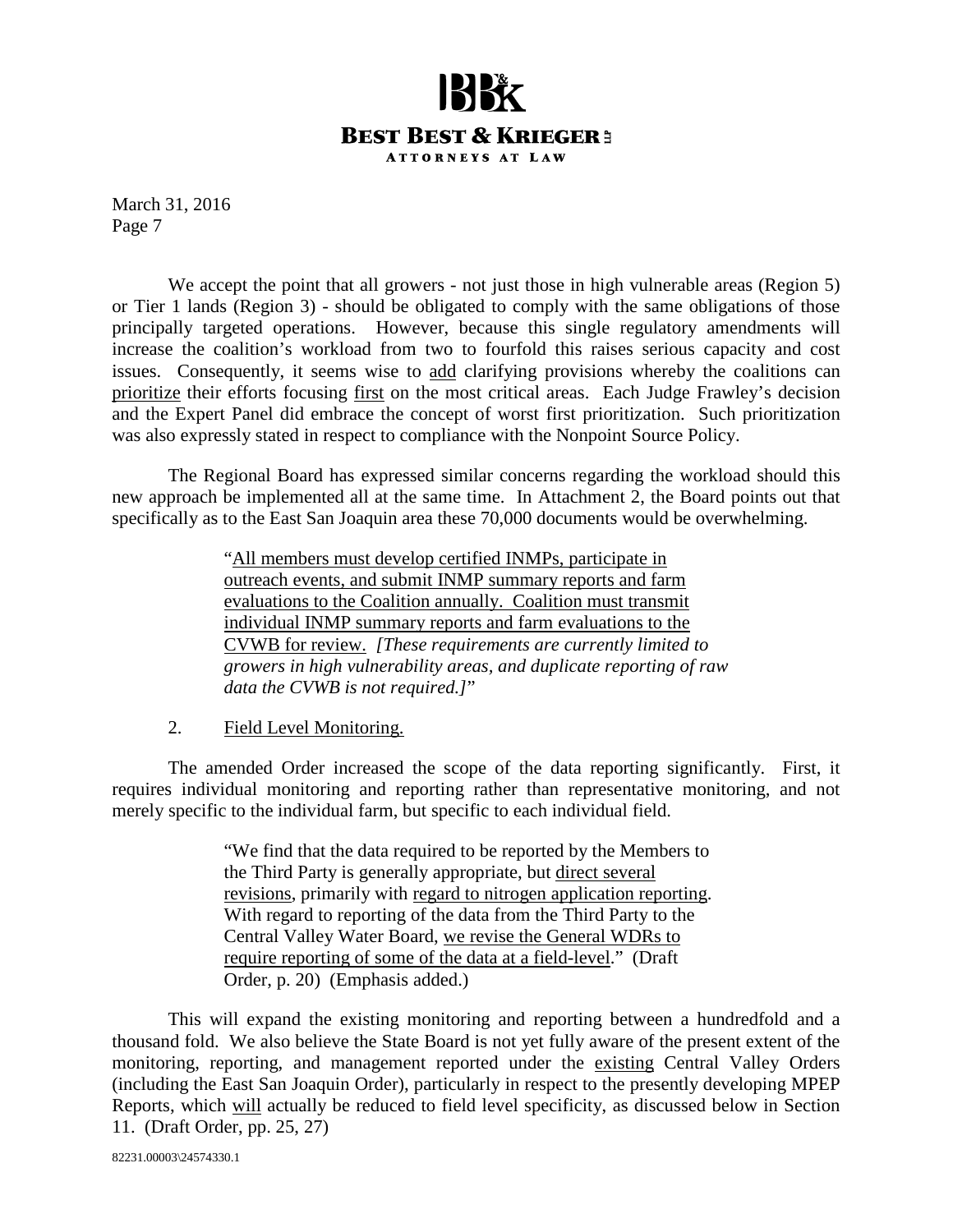We accept the point that all growers - not just those in high vulnerable areas (Region 5) or Tier 1 lands (Region 3) - should be obligated to comply with the same obligations of those principally targeted operations. However, because this single regulatory amendments will increase the coalition's workload from two to fourfold this raises serious capacity and cost issues. Consequently, it seems wise to <u>add</u> clarifying provisions whereby the coalitions can <u>prioritize</u> their efforts focusing <u>first</u> on the most critical areas. Each Judge Frawley's decision and the Expert Panel did embrace the concept of worst first prioritization. Such prioritization was also expressly stated in respect to compliance with the Nonpoint Source Policy.

The Regional Board has expressed similar concerns regarding the workload should this new approach be implemented all at the same time. In Attachment 2, the Board points out that specifically as to the East San Joaquin area these 70,000 documents would be overwhelming.

> "<u>All members must develop certified INMPs, participate in outreach events, and submit INMP summary reports and farm evaluations to the Coalition annually. Coalition must transmit individual INMP summary reports and farm evaluations to the CVWB for review.</u> *[These requirements are currently limited to growers in high vulnerability areas, and duplicate reporting of raw data the CVWB is not required.]*"

2. <u>Field Level Monitoring.</u>

The amended Order increased the scope of the data reporting significantly. First, it requires individual monitoring and reporting rather than representative monitoring, and not merely specific to the individual farm, but specific to each individual field.

> "We find that the data required to be reported by the Members to the Third Party is generally appropriate, but <u>direct several revisions</u>, primarily with <u>regard to nitrogen application reporting</u>. With regard to reporting of the data from the Third Party to the Central Valley Water Board, <u>we revise the General WDRs to require reporting of some of the data at a field-level</u>." (Draft Order, p. 20) (Emphasis added.)

This will expand the existing monitoring and reporting between a hundredfold and a thousand fold. We also believe the State Board is not yet fully aware of the present extent of the monitoring, reporting, and management reported under the <u>existing</u> Central Valley Orders (including the East San Joaquin Order), particularly in respect to the presently developing MPEP Reports, which <u>will</u> actually be reduced to field level specificity, as discussed below in Section 11. (Draft Order, pp. 25, 27)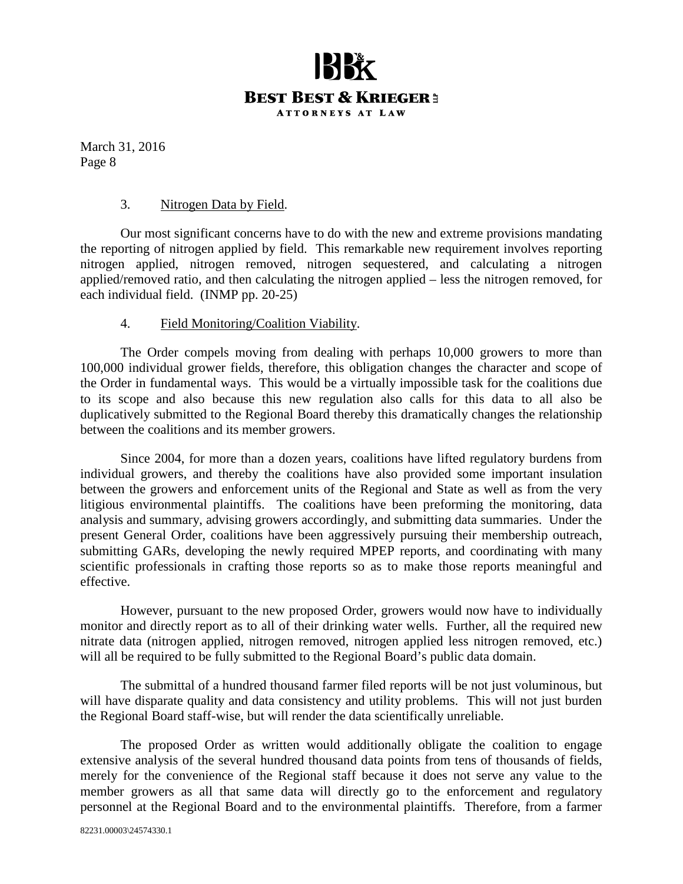3. Nitrogen Data by Field.

Our most significant concerns have to do with the new and extreme provisions mandating the reporting of nitrogen applied by field. This remarkable new requirement involves reporting nitrogen applied, nitrogen removed, nitrogen sequestered, and calculating a nitrogen applied/removed ratio, and then calculating the nitrogen applied – less the nitrogen removed, for each individual field. (INMP pp. 20-25)

4. Field Monitoring/Coalition Viability.

The Order compels moving from dealing with perhaps 10,000 growers to more than 100,000 individual grower fields, therefore, this obligation changes the character and scope of the Order in fundamental ways. This would be a virtually impossible task for the coalitions due to its scope and also because this new regulation also calls for this data to all also be duplicatively submitted to the Regional Board thereby this dramatically changes the relationship between the coalitions and its member growers.

Since 2004, for more than a dozen years, coalitions have lifted regulatory burdens from individual growers, and thereby the coalitions have also provided some important insulation between the growers and enforcement units of the Regional and State as well as from the very litigious environmental plaintiffs. The coalitions have been preforming the monitoring, data analysis and summary, advising growers accordingly, and submitting data summaries. Under the present General Order, coalitions have been aggressively pursuing their membership outreach, submitting GARs, developing the newly required MPEP reports, and coordinating with many scientific professionals in crafting those reports so as to make those reports meaningful and effective.

However, pursuant to the new proposed Order, growers would now have to individually monitor and directly report as to all of their drinking water wells. Further, all the required new nitrate data (nitrogen applied, nitrogen removed, nitrogen applied less nitrogen removed, etc.) will all be required to be fully submitted to the Regional Board's public data domain.

The submittal of a hundred thousand farmer filed reports will be not just voluminous, but will have disparate quality and data consistency and utility problems. This will not just burden the Regional Board staff-wise, but will render the data scientifically unreliable.

The proposed Order as written would additionally obligate the coalition to engage extensive analysis of the several hundred thousand data points from tens of thousands of fields, merely for the convenience of the Regional staff because it does not serve any value to the member growers as all that same data will directly go to the enforcement and regulatory personnel at the Regional Board and to the environmental plaintiffs. Therefore, from a farmer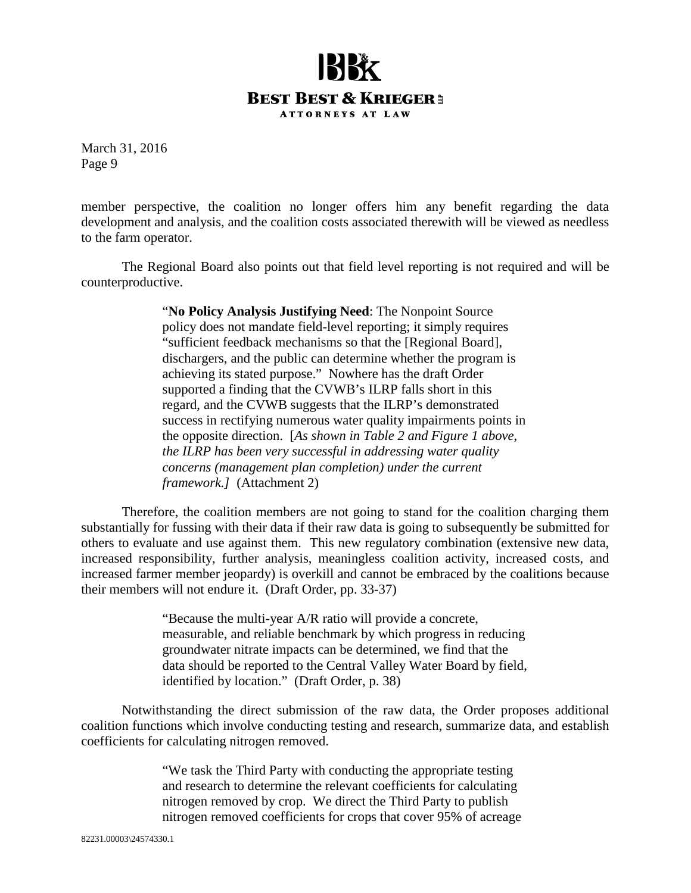member perspective, the coalition no longer offers him any benefit regarding the data development and analysis, and the coalition costs associated therewith will be viewed as needless to the farm operator.

The Regional Board also points out that field level reporting is not required and will be counterproductive.

> "**No Policy Analysis Justifying Need**: The Nonpoint Source policy does not mandate field-level reporting; it simply requires "sufficient feedback mechanisms so that the [Regional Board], dischargers, and the public can determine whether the program is achieving its stated purpose." Nowhere has the draft Order supported a finding that the CVWB's ILRP falls short in this regard, and the CVWB suggests that the ILRP's demonstrated success in rectifying numerous water quality impairments points in the opposite direction. [*As shown in Table 2 and Figure 1 above, the ILRP has been very successful in addressing water quality concerns (management plan completion) under the current framework.]* (Attachment 2)

Therefore, the coalition members are not going to stand for the coalition charging them substantially for fussing with their data if their raw data is going to subsequently be submitted for others to evaluate and use against them. This new regulatory combination (extensive new data, increased responsibility, further analysis, meaningless coalition activity, increased costs, and increased farmer member jeopardy) is overkill and cannot be embraced by the coalitions because their members will not endure it. (Draft Order, pp. 33-37)

> "Because the multi-year A/R ratio will provide a concrete, measurable, and reliable benchmark by which progress in reducing groundwater nitrate impacts can be determined, we find that the data should be reported to the Central Valley Water Board by field, identified by location." (Draft Order, p. 38)

Notwithstanding the direct submission of the raw data, the Order proposes additional coalition functions which involve conducting testing and research, summarize data, and establish coefficients for calculating nitrogen removed.

> "We task the Third Party with conducting the appropriate testing and research to determine the relevant coefficients for calculating nitrogen removed by crop. We direct the Third Party to publish nitrogen removed coefficients for crops that cover 95% of acreage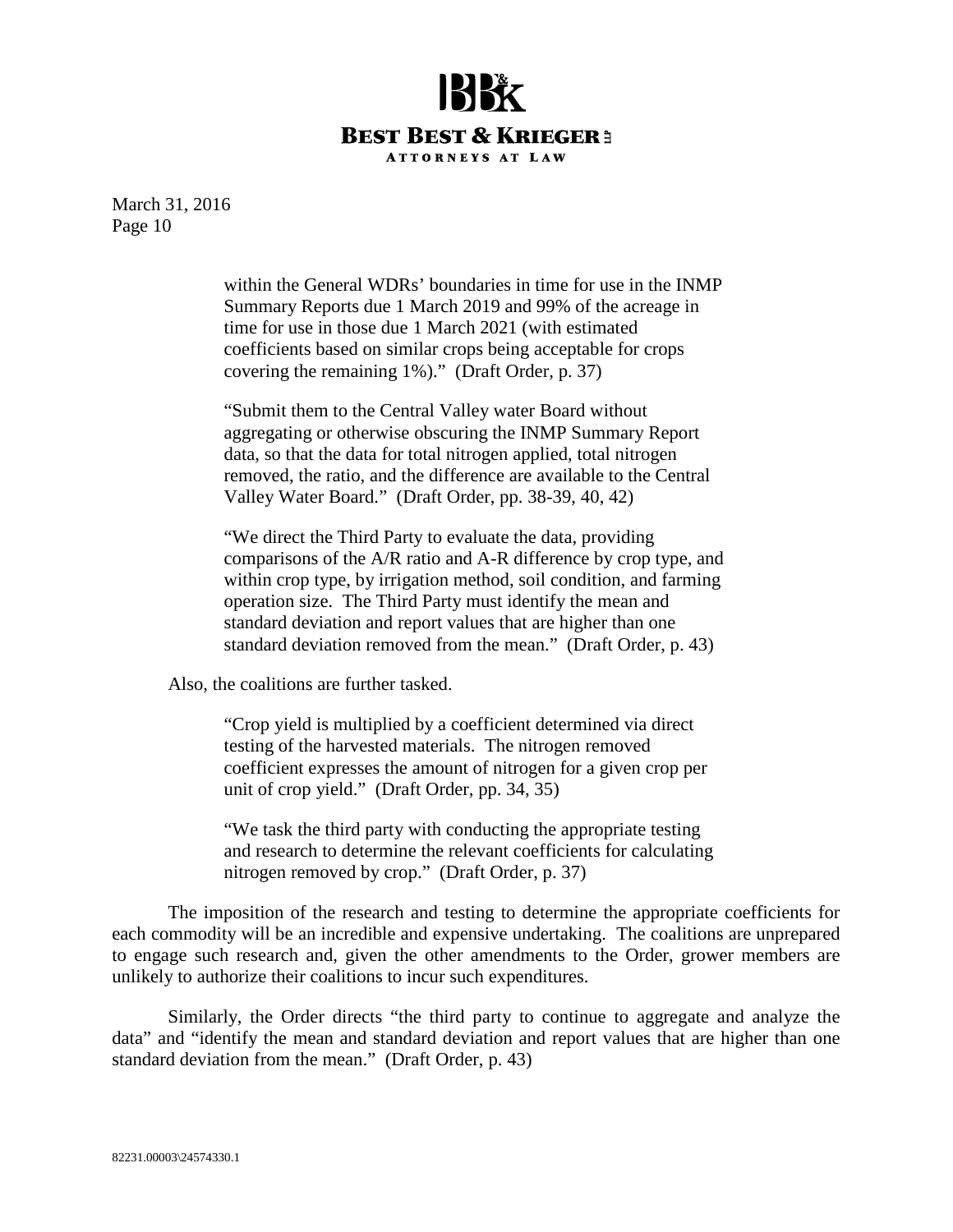March 31, 2016
Page 10

> within the General WDRs' boundaries in time for use in the INMP Summary Reports due 1 March 2019 and 99% of the acreage in time for use in those due 1 March 2021 (with estimated coefficients based on similar crops being acceptable for crops covering the remaining 1%)." (Draft Order, p. 37)

> "Submit them to the Central Valley water Board without aggregating or otherwise obscuring the INMP Summary Report data, so that the data for total nitrogen applied, total nitrogen removed, the ratio, and the difference are available to the Central Valley Water Board." (Draft Order, pp. 38-39, 40, 42)

> "We direct the Third Party to evaluate the data, providing comparisons of the A/R ratio and A-R difference by crop type, and within crop type, by irrigation method, soil condition, and farming operation size. The Third Party must identify the mean and standard deviation and report values that are higher than one standard deviation removed from the mean." (Draft Order, p. 43)

Also, the coalitions are further tasked.

> "Crop yield is multiplied by a coefficient determined via direct testing of the harvested materials. The nitrogen removed coefficient expresses the amount of nitrogen for a given crop per unit of crop yield." (Draft Order, pp. 34, 35)

> "We task the third party with conducting the appropriate testing and research to determine the relevant coefficients for calculating nitrogen removed by crop." (Draft Order, p. 37)

The imposition of the research and testing to determine the appropriate coefficients for each commodity will be an incredible and expensive undertaking. The coalitions are unprepared to engage such research and, given the other amendments to the Order, grower members are unlikely to authorize their coalitions to incur such expenditures.

Similarly, the Order directs "the third party to continue to aggregate and analyze the data" and "identify the mean and standard deviation and report values that are higher than one standard deviation from the mean." (Draft Order, p. 43)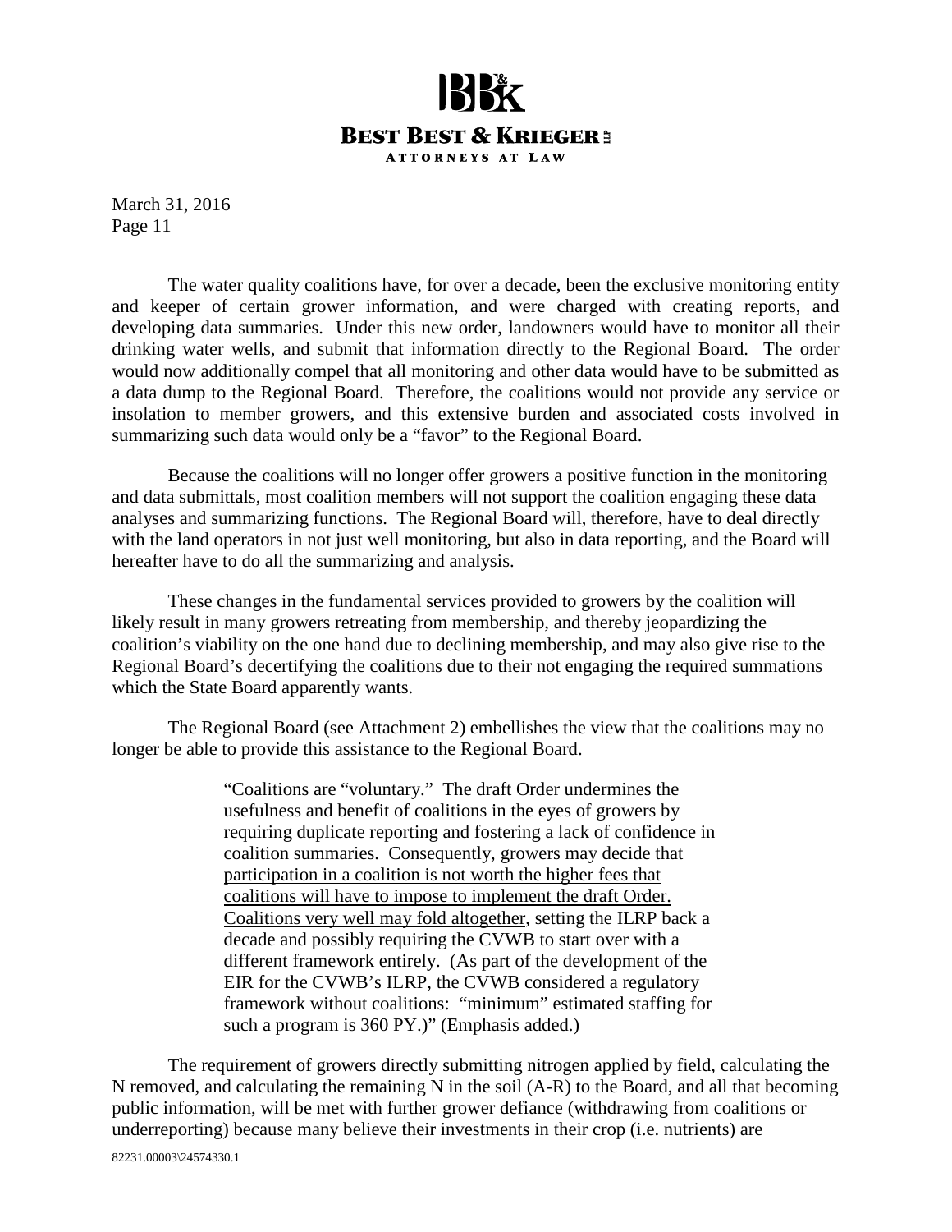The water quality coalitions have, for over a decade, been the exclusive monitoring entity and keeper of certain grower information, and were charged with creating reports, and developing data summaries. Under this new order, landowners would have to monitor all their drinking water wells, and submit that information directly to the Regional Board. The order would now additionally compel that all monitoring and other data would have to be submitted as a data dump to the Regional Board. Therefore, the coalitions would not provide any service or insolation to member growers, and this extensive burden and associated costs involved in summarizing such data would only be a "favor" to the Regional Board.

Because the coalitions will no longer offer growers a positive function in the monitoring and data submittals, most coalition members will not support the coalition engaging these data analyses and summarizing functions. The Regional Board will, therefore, have to deal directly with the land operators in not just well monitoring, but also in data reporting, and the Board will hereafter have to do all the summarizing and analysis.

These changes in the fundamental services provided to growers by the coalition will likely result in many growers retreating from membership, and thereby jeopardizing the coalition's viability on the one hand due to declining membership, and may also give rise to the Regional Board's decertifying the coalitions due to their not engaging the required summations which the State Board apparently wants.

The Regional Board (see Attachment 2) embellishes the view that the coalitions may no longer be able to provide this assistance to the Regional Board.

> "Coalitions are "voluntary." The draft Order undermines the usefulness and benefit of coalitions in the eyes of growers by requiring duplicate reporting and fostering a lack of confidence in coalition summaries. Consequently, growers may decide that participation in a coalition is not worth the higher fees that coalitions will have to impose to implement the draft Order. Coalitions very well may fold altogether, setting the ILRP back a decade and possibly requiring the CVWB to start over with a different framework entirely. (As part of the development of the EIR for the CVWB's ILRP, the CVWB considered a regulatory framework without coalitions: "minimum" estimated staffing for such a program is 360 PY.)" (Emphasis added.)

The requirement of growers directly submitting nitrogen applied by field, calculating the N removed, and calculating the remaining N in the soil (A-R) to the Board, and all that becoming public information, will be met with further grower defiance (withdrawing from coalitions or underreporting) because many believe their investments in their crop (i.e. nutrients) are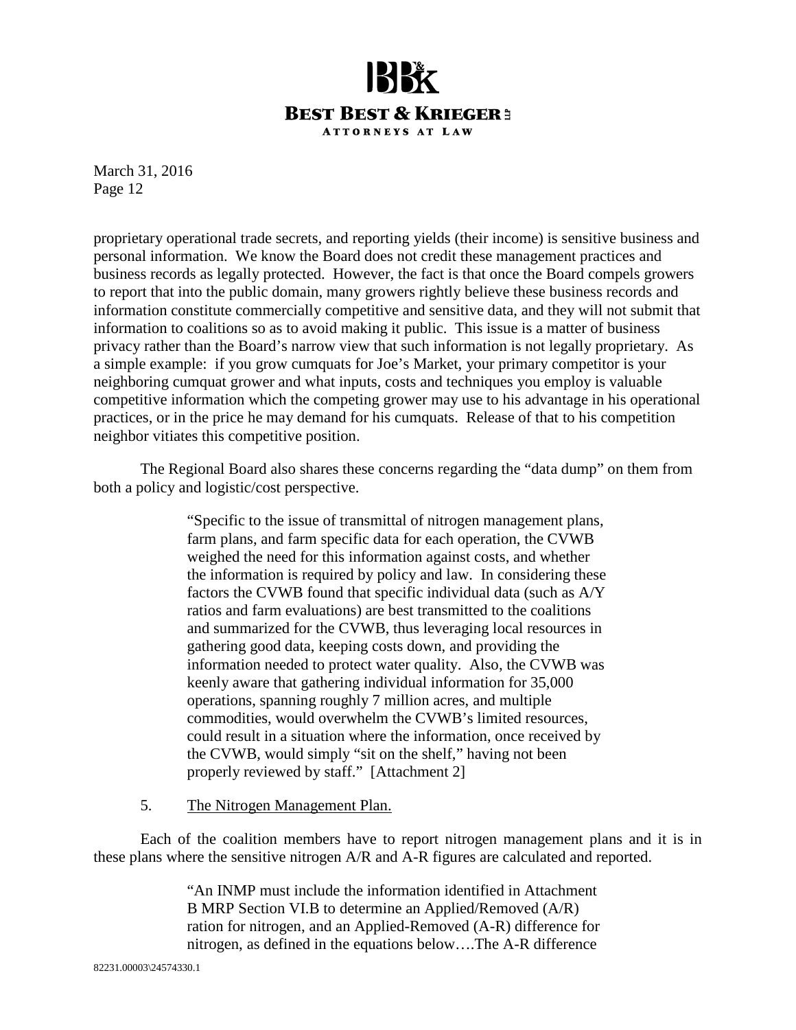proprietary operational trade secrets, and reporting yields (their income) is sensitive business and personal information. We know the Board does not credit these management practices and business records as legally protected. However, the fact is that once the Board compels growers to report that into the public domain, many growers rightly believe these business records and information constitute commercially competitive and sensitive data, and they will not submit that information to coalitions so as to avoid making it public. This issue is a matter of business privacy rather than the Board's narrow view that such information is not legally proprietary. As a simple example: if you grow cumquats for Joe's Market, your primary competitor is your neighboring cumquat grower and what inputs, costs and techniques you employ is valuable competitive information which the competing grower may use to his advantage in his operational practices, or in the price he may demand for his cumquats. Release of that to his competition neighbor vitiates this competitive position.

The Regional Board also shares these concerns regarding the "data dump" on them from both a policy and logistic/cost perspective.

> "Specific to the issue of transmittal of nitrogen management plans, farm plans, and farm specific data for each operation, the CVWB weighed the need for this information against costs, and whether the information is required by policy and law. In considering these factors the CVWB found that specific individual data (such as A/Y ratios and farm evaluations) are best transmitted to the coalitions and summarized for the CVWB, thus leveraging local resources in gathering good data, keeping costs down, and providing the information needed to protect water quality. Also, the CVWB was keenly aware that gathering individual information for 35,000 operations, spanning roughly 7 million acres, and multiple commodities, would overwhelm the CVWB's limited resources, could result in a situation where the information, once received by the CVWB, would simply "sit on the shelf," having not been properly reviewed by staff." [Attachment 2]

5. The Nitrogen Management Plan.

Each of the coalition members have to report nitrogen management plans and it is in these plans where the sensitive nitrogen A/R and A-R figures are calculated and reported.

> "An INMP must include the information identified in Attachment B MRP Section VI.B to determine an Applied/Removed (A/R) ration for nitrogen, and an Applied-Removed (A-R) difference for nitrogen, as defined in the equations below….The A-R difference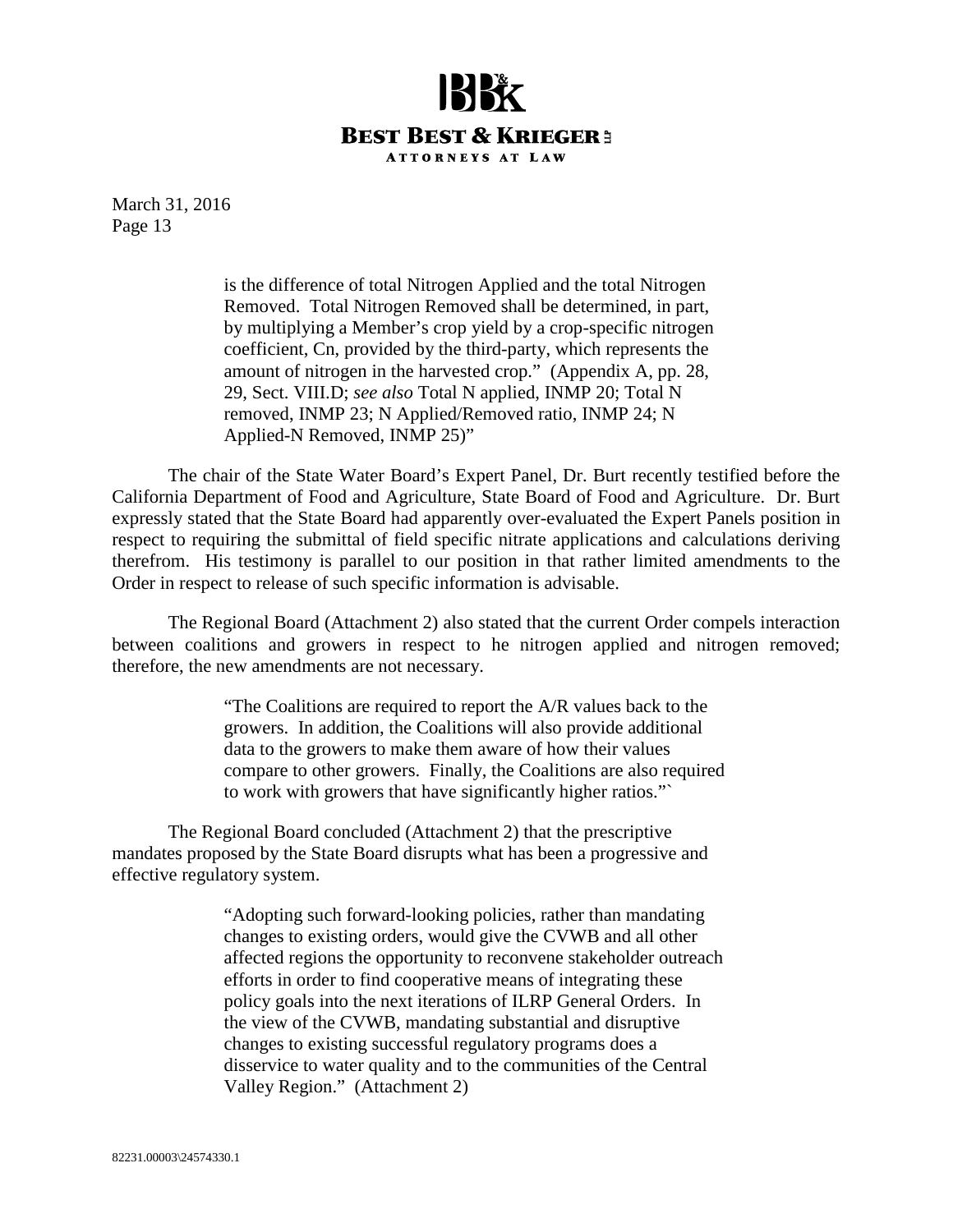> is the difference of total Nitrogen Applied and the total Nitrogen Removed. Total Nitrogen Removed shall be determined, in part, by multiplying a Member's crop yield by a crop-specific nitrogen coefficient, Cn, provided by the third-party, which represents the amount of nitrogen in the harvested crop." (Appendix A, pp. 28, 29, Sect. VIII.D; *see also* Total N applied, INMP 20; Total N removed, INMP 23; N Applied/Removed ratio, INMP 24; N Applied-N Removed, INMP 25)"

The chair of the State Water Board's Expert Panel, Dr. Burt recently testified before the California Department of Food and Agriculture, State Board of Food and Agriculture. Dr. Burt expressly stated that the State Board had apparently over-evaluated the Expert Panels position in respect to requiring the submittal of field specific nitrate applications and calculations deriving therefrom. His testimony is parallel to our position in that rather limited amendments to the Order in respect to release of such specific information is advisable.

The Regional Board (Attachment 2) also stated that the current Order compels interaction between coalitions and growers in respect to he nitrogen applied and nitrogen removed; therefore, the new amendments are not necessary.

> "The Coalitions are required to report the A/R values back to the growers. In addition, the Coalitions will also provide additional data to the growers to make them aware of how their values compare to other growers. Finally, the Coalitions are also required to work with growers that have significantly higher ratios."`

The Regional Board concluded (Attachment 2) that the prescriptive mandates proposed by the State Board disrupts what has been a progressive and effective regulatory system.

> "Adopting such forward-looking policies, rather than mandating changes to existing orders, would give the CVWB and all other affected regions the opportunity to reconvene stakeholder outreach efforts in order to find cooperative means of integrating these policy goals into the next iterations of ILRP General Orders. In the view of the CVWB, mandating substantial and disruptive changes to existing successful regulatory programs does a disservice to water quality and to the communities of the Central Valley Region." (Attachment 2)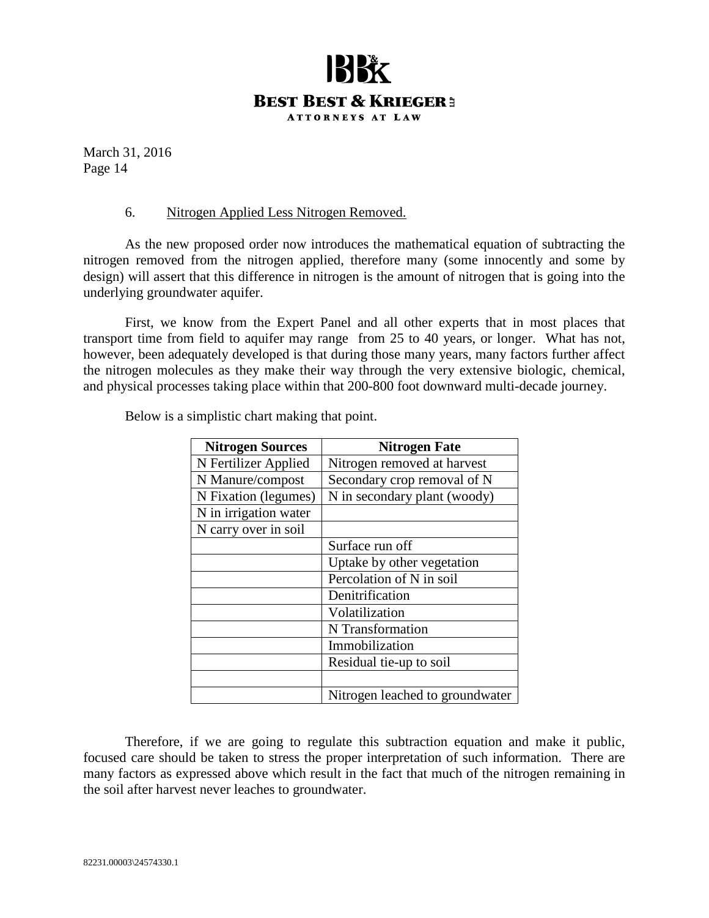6. Nitrogen Applied Less Nitrogen Removed.

As the new proposed order now introduces the mathematical equation of subtracting the nitrogen removed from the nitrogen applied, therefore many (some innocently and some by design) will assert that this difference in nitrogen is the amount of nitrogen that is going into the underlying groundwater aquifer.

First, we know from the Expert Panel and all other experts that in most places that transport time from field to aquifer may range from 25 to 40 years, or longer. What has not, however, been adequately developed is that during those many years, many factors further affect the nitrogen molecules as they make their way through the very extensive biologic, chemical, and physical processes taking place within that 200-800 foot downward multi-decade journey.

Below is a simplistic chart making that point.

| Nitrogen Sources | Nitrogen Fate |
|---|---|
| N Fertilizer Applied | Nitrogen removed at harvest |
| N Manure/compost | Secondary crop removal of N |
| N Fixation (legumes) | N in secondary plant (woody) |
| N in irrigation water | |
| N carry over in soil | |
| | Surface run off |
| | Uptake by other vegetation |
| | Percolation of N in soil |
| | Denitrification |
| | Volatilization |
| | N Transformation |
| | Immobilization |
| | Residual tie-up to soil |
| | |
| | Nitrogen leached to groundwater |

Therefore, if we are going to regulate this subtraction equation and make it public, focused care should be taken to stress the proper interpretation of such information. There are many factors as expressed above which result in the fact that much of the nitrogen remaining in the soil after harvest never leaches to groundwater.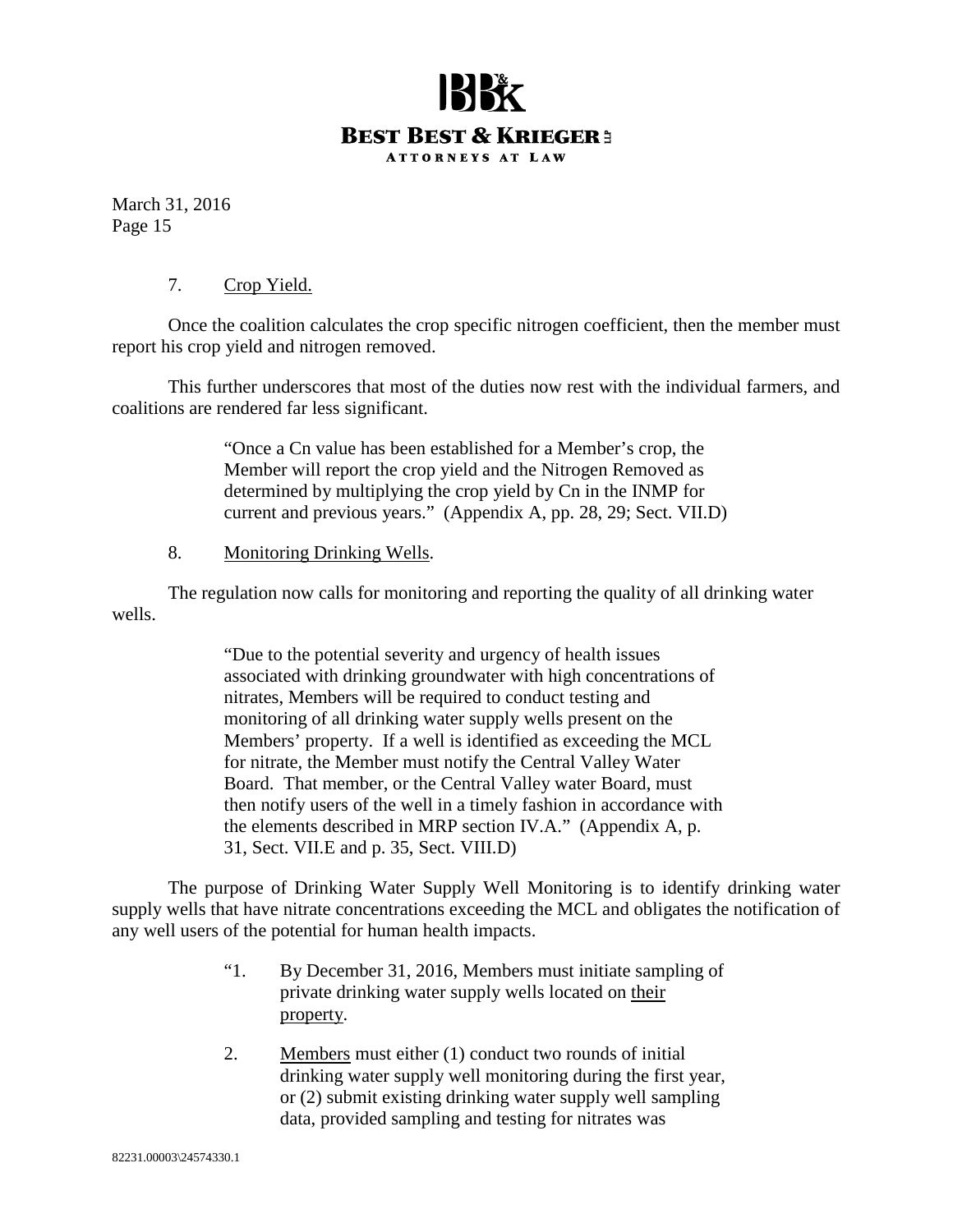7. <u>Crop Yield.</u>

Once the coalition calculates the crop specific nitrogen coefficient, then the member must report his crop yield and nitrogen removed.

This further underscores that most of the duties now rest with the individual farmers, and coalitions are rendered far less significant.

> "Once a Cn value has been established for a Member's crop, the Member will report the crop yield and the Nitrogen Removed as determined by multiplying the crop yield by Cn in the INMP for current and previous years." (Appendix A, pp. 28, 29; Sect. VII.D)

8. <u>Monitoring Drinking Wells</u>.

The regulation now calls for monitoring and reporting the quality of all drinking water wells.

> "Due to the potential severity and urgency of health issues associated with drinking groundwater with high concentrations of nitrates, Members will be required to conduct testing and monitoring of all drinking water supply wells present on the Members' property. If a well is identified as exceeding the MCL for nitrate, the Member must notify the Central Valley Water Board. That member, or the Central Valley water Board, must then notify users of the well in a timely fashion in accordance with the elements described in MRP section IV.A." (Appendix A, p. 31, Sect. VII.E and p. 35, Sect. VIII.D)

The purpose of Drinking Water Supply Well Monitoring is to identify drinking water supply wells that have nitrate concentrations exceeding the MCL and obligates the notification of any well users of the potential for human health impacts.

> "1. By December 31, 2016, Members must initiate sampling of private drinking water supply wells located on <u>their property</u>.
>
> 2. <u>Members</u> must either (1) conduct two rounds of initial drinking water supply well monitoring during the first year, or (2) submit existing drinking water supply well sampling data, provided sampling and testing for nitrates was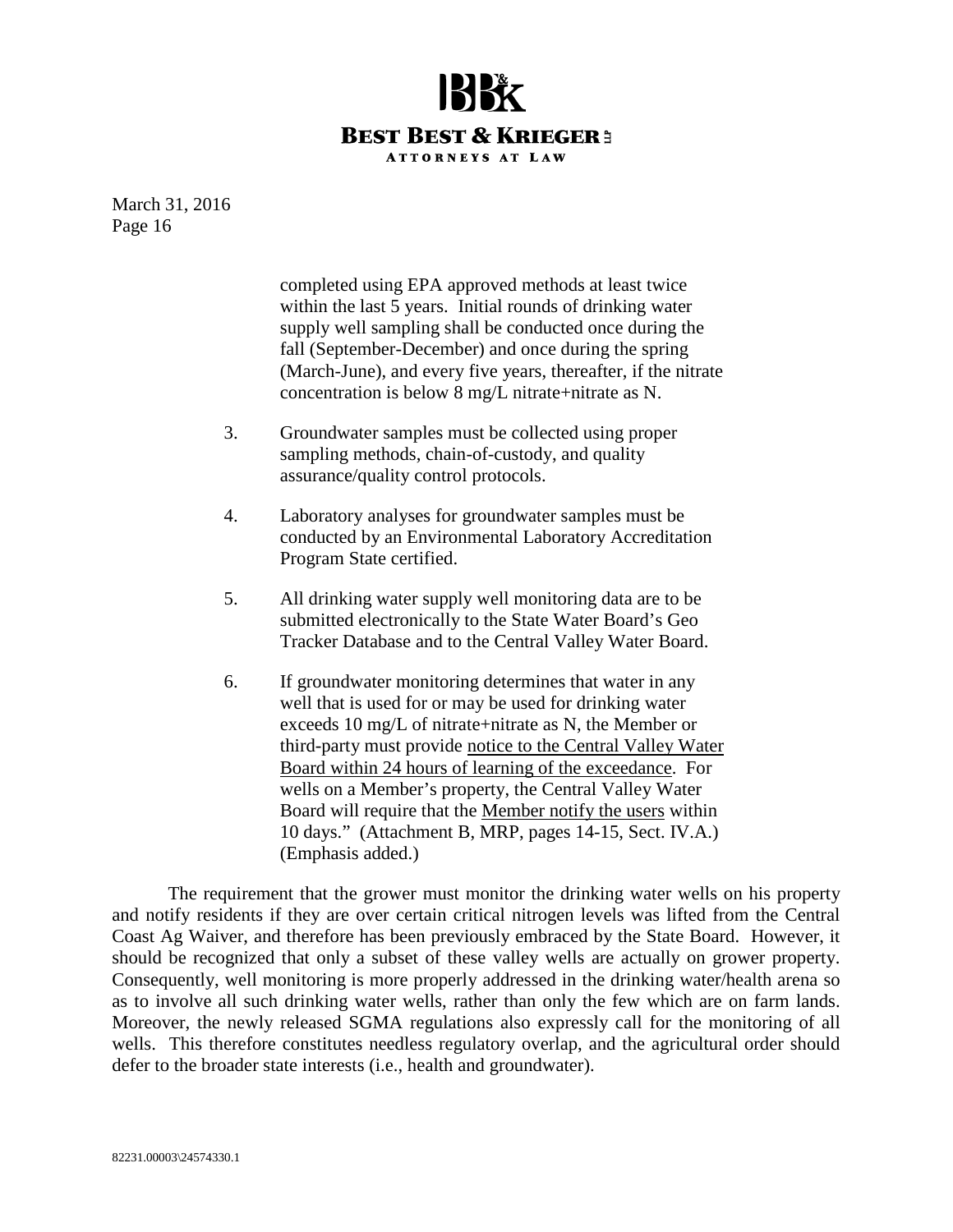completed using EPA approved methods at least twice within the last 5 years. Initial rounds of drinking water supply well sampling shall be conducted once during the fall (September-December) and once during the spring (March-June), and every five years, thereafter, if the nitrate concentration is below 8 mg/L nitrate+nitrate as N.

3. Groundwater samples must be collected using proper sampling methods, chain-of-custody, and quality assurance/quality control protocols.

4. Laboratory analyses for groundwater samples must be conducted by an Environmental Laboratory Accreditation Program State certified.

5. All drinking water supply well monitoring data are to be submitted electronically to the State Water Board's Geo Tracker Database and to the Central Valley Water Board.

6. If groundwater monitoring determines that water in any well that is used for or may be used for drinking water exceeds 10 mg/L of nitrate+nitrate as N, the Member or third-party must provide <u>notice to the Central Valley Water Board within 24 hours of learning of the exceedance</u>. For wells on a Member's property, the Central Valley Water Board will require that the <u>Member notify the users</u> within 10 days." (Attachment B, MRP, pages 14-15, Sect. IV.A.) (Emphasis added.)

The requirement that the grower must monitor the drinking water wells on his property and notify residents if they are over certain critical nitrogen levels was lifted from the Central Coast Ag Waiver, and therefore has been previously embraced by the State Board. However, it should be recognized that only a subset of these valley wells are actually on grower property. Consequently, well monitoring is more properly addressed in the drinking water/health arena so as to involve all such drinking water wells, rather than only the few which are on farm lands. Moreover, the newly released SGMA regulations also expressly call for the monitoring of all wells. This therefore constitutes needless regulatory overlap, and the agricultural order should defer to the broader state interests (i.e., health and groundwater).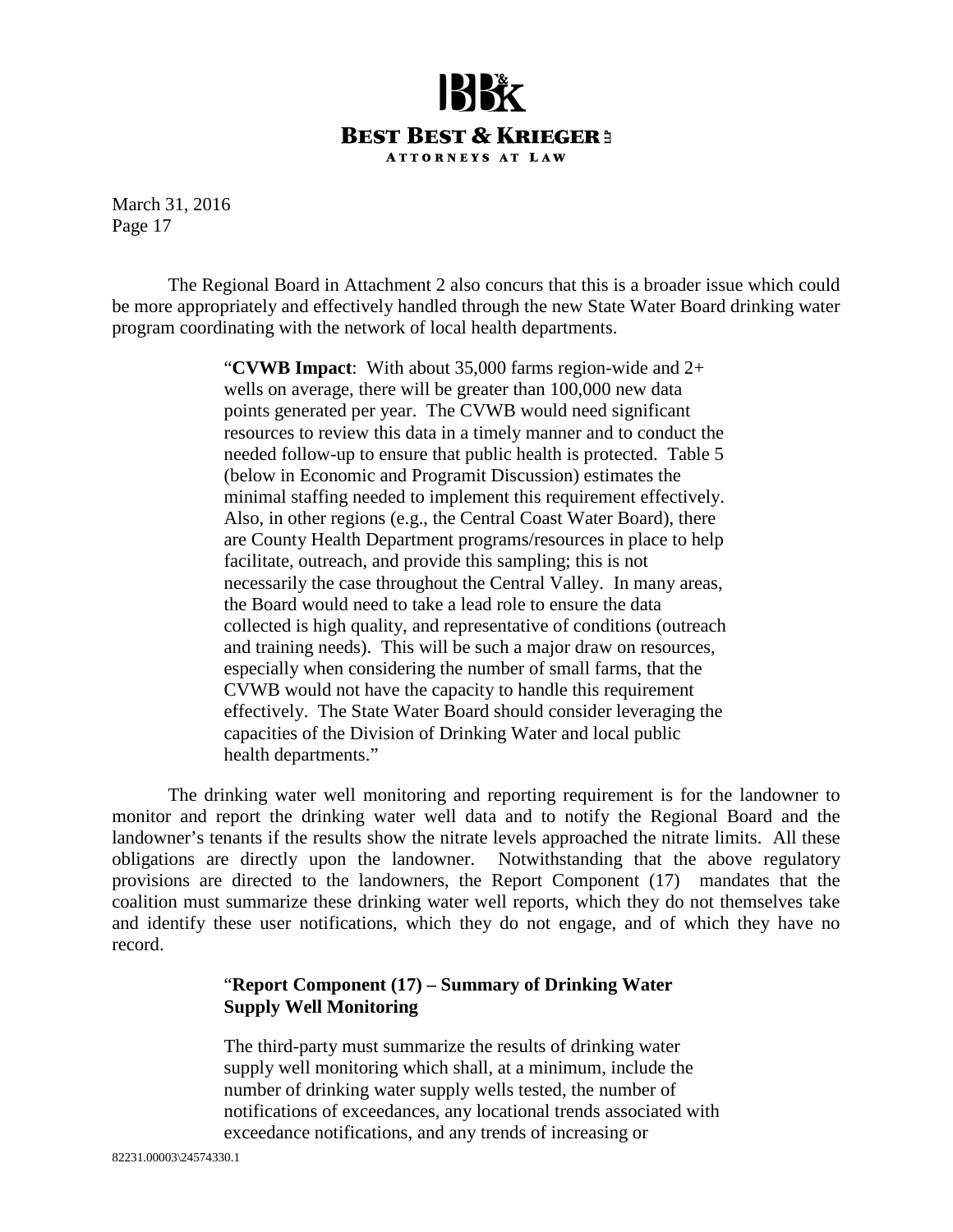The Regional Board in Attachment 2 also concurs that this is a broader issue which could be more appropriately and effectively handled through the new State Water Board drinking water program coordinating with the network of local health departments.

> "**CVWB Impact**: With about 35,000 farms region-wide and 2+ wells on average, there will be greater than 100,000 new data points generated per year. The CVWB would need significant resources to review this data in a timely manner and to conduct the needed follow-up to ensure that public health is protected. Table 5 (below in Economic and Programit Discussion) estimates the minimal staffing needed to implement this requirement effectively. Also, in other regions (e.g., the Central Coast Water Board), there are County Health Department programs/resources in place to help facilitate, outreach, and provide this sampling; this is not necessarily the case throughout the Central Valley. In many areas, the Board would need to take a lead role to ensure the data collected is high quality, and representative of conditions (outreach and training needs). This will be such a major draw on resources, especially when considering the number of small farms, that the CVWB would not have the capacity to handle this requirement effectively. The State Water Board should consider leveraging the capacities of the Division of Drinking Water and local public health departments."

The drinking water well monitoring and reporting requirement is for the landowner to monitor and report the drinking water well data and to notify the Regional Board and the landowner's tenants if the results show the nitrate levels approached the nitrate limits. All these obligations are directly upon the landowner. Notwithstanding that the above regulatory provisions are directed to the landowners, the Report Component (17) mandates that the coalition must summarize these drinking water well reports, which they do not themselves take and identify these user notifications, which they do not engage, and of which they have no record.

> "**Report Component (17) – Summary of Drinking Water Supply Well Monitoring**
>
> The third-party must summarize the results of drinking water supply well monitoring which shall, at a minimum, include the number of drinking water supply wells tested, the number of notifications of exceedances, any locational trends associated with exceedance notifications, and any trends of increasing or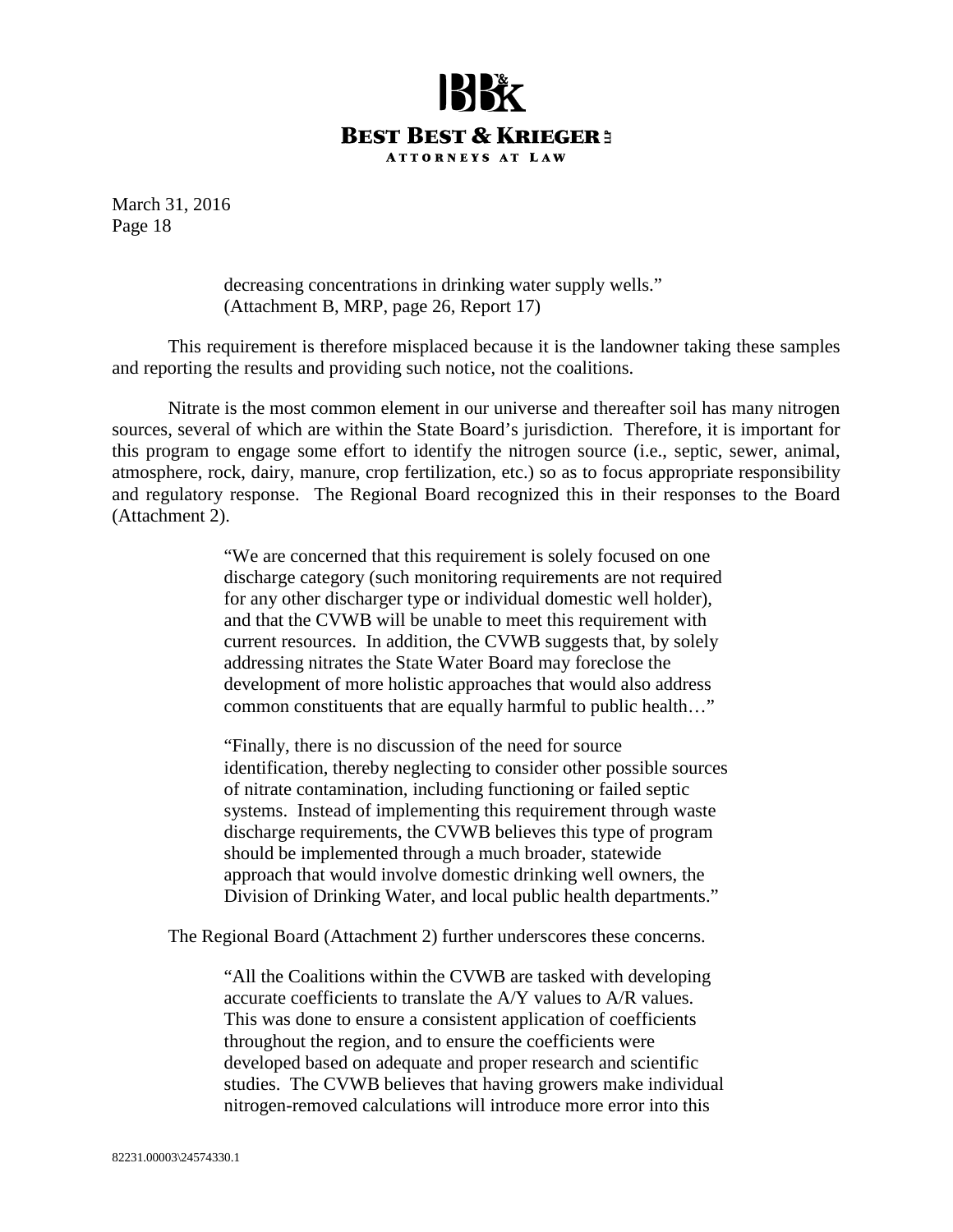> decreasing concentrations in drinking water supply wells." (Attachment B, MRP, page 26, Report 17)

This requirement is therefore misplaced because it is the landowner taking these samples and reporting the results and providing such notice, not the coalitions.

Nitrate is the most common element in our universe and thereafter soil has many nitrogen sources, several of which are within the State Board's jurisdiction. Therefore, it is important for this program to engage some effort to identify the nitrogen source (i.e., septic, sewer, animal, atmosphere, rock, dairy, manure, crop fertilization, etc.) so as to focus appropriate responsibility and regulatory response. The Regional Board recognized this in their responses to the Board (Attachment 2).

> "We are concerned that this requirement is solely focused on one discharge category (such monitoring requirements are not required for any other discharger type or individual domestic well holder), and that the CVWB will be unable to meet this requirement with current resources. In addition, the CVWB suggests that, by solely addressing nitrates the State Water Board may foreclose the development of more holistic approaches that would also address common constituents that are equally harmful to public health…"
>
> "Finally, there is no discussion of the need for source identification, thereby neglecting to consider other possible sources of nitrate contamination, including functioning or failed septic systems. Instead of implementing this requirement through waste discharge requirements, the CVWB believes this type of program should be implemented through a much broader, statewide approach that would involve domestic drinking well owners, the Division of Drinking Water, and local public health departments."

The Regional Board (Attachment 2) further underscores these concerns.

> "All the Coalitions within the CVWB are tasked with developing accurate coefficients to translate the A/Y values to A/R values. This was done to ensure a consistent application of coefficients throughout the region, and to ensure the coefficients were developed based on adequate and proper research and scientific studies. The CVWB believes that having growers make individual nitrogen-removed calculations will introduce more error into this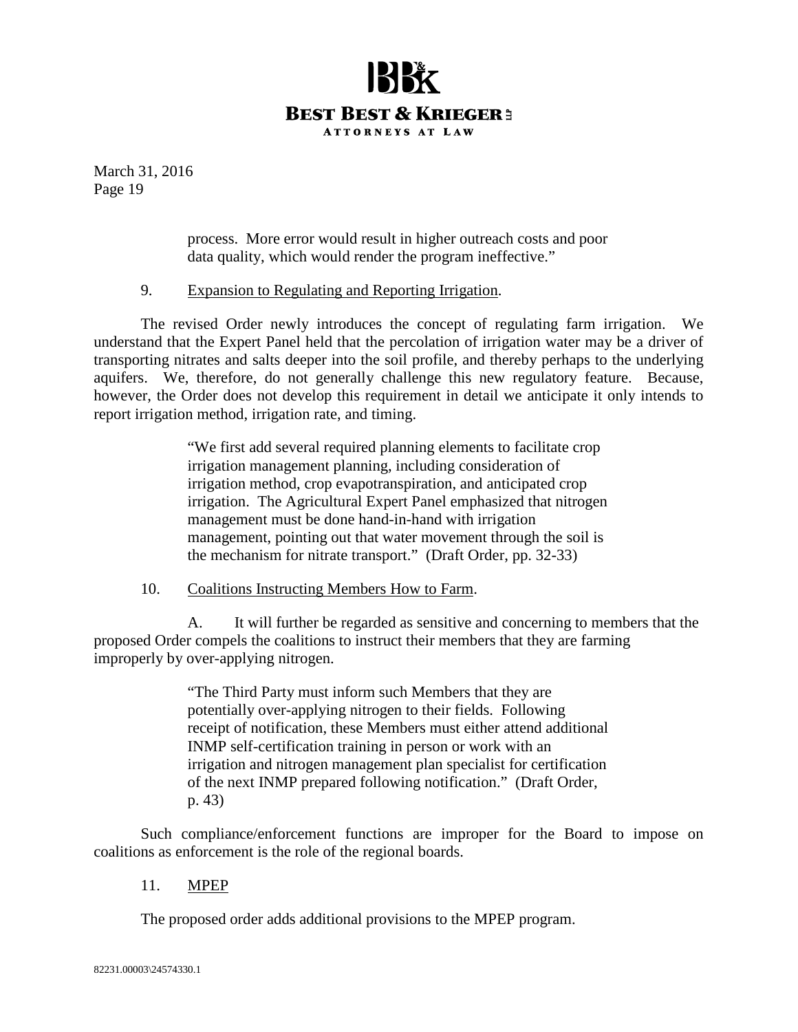> process. More error would result in higher outreach costs and poor data quality, which would render the program ineffective."

9. Expansion to Regulating and Reporting Irrigation.

The revised Order newly introduces the concept of regulating farm irrigation. We understand that the Expert Panel held that the percolation of irrigation water may be a driver of transporting nitrates and salts deeper into the soil profile, and thereby perhaps to the underlying aquifers. We, therefore, do not generally challenge this new regulatory feature. Because, however, the Order does not develop this requirement in detail we anticipate it only intends to report irrigation method, irrigation rate, and timing.

> "We first add several required planning elements to facilitate crop irrigation management planning, including consideration of irrigation method, crop evapotranspiration, and anticipated crop irrigation. The Agricultural Expert Panel emphasized that nitrogen management must be done hand-in-hand with irrigation management, pointing out that water movement through the soil is the mechanism for nitrate transport." (Draft Order, pp. 32-33)

10. Coalitions Instructing Members How to Farm.

A. It will further be regarded as sensitive and concerning to members that the proposed Order compels the coalitions to instruct their members that they are farming improperly by over-applying nitrogen.

> "The Third Party must inform such Members that they are potentially over-applying nitrogen to their fields. Following receipt of notification, these Members must either attend additional INMP self-certification training in person or work with an irrigation and nitrogen management plan specialist for certification of the next INMP prepared following notification." (Draft Order, p. 43)

Such compliance/enforcement functions are improper for the Board to impose on coalitions as enforcement is the role of the regional boards.

11. MPEP

The proposed order adds additional provisions to the MPEP program.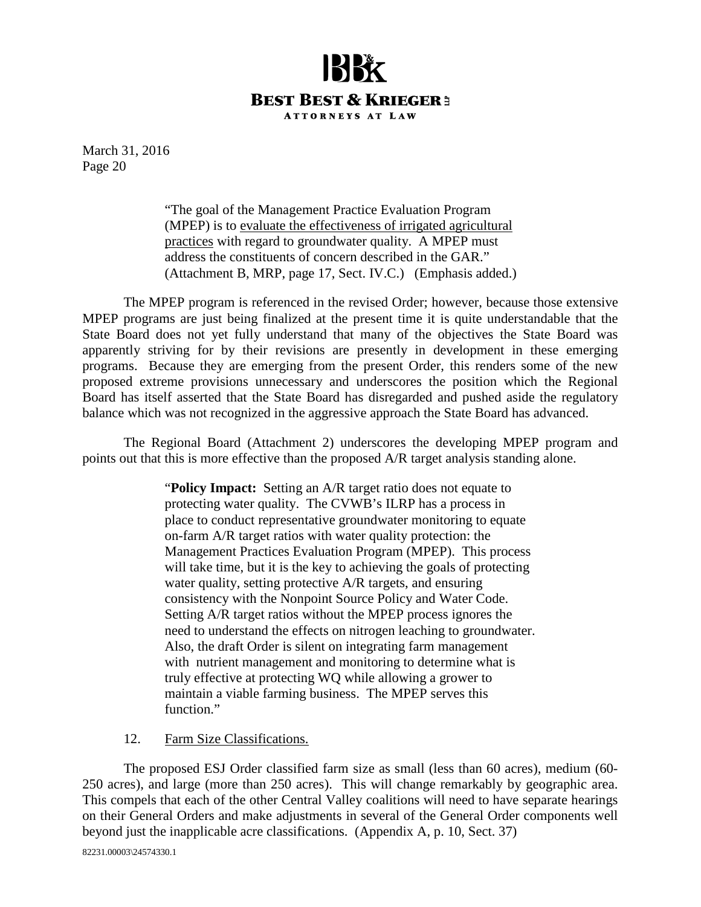> "The goal of the Management Practice Evaluation Program (MPEP) is to <u>evaluate the effectiveness of irrigated agricultural practices</u> with regard to groundwater quality. A MPEP must address the constituents of concern described in the GAR." (Attachment B, MRP, page 17, Sect. IV.C.) (Emphasis added.)

The MPEP program is referenced in the revised Order; however, because those extensive MPEP programs are just being finalized at the present time it is quite understandable that the State Board does not yet fully understand that many of the objectives the State Board was apparently striving for by their revisions are presently in development in these emerging programs. Because they are emerging from the present Order, this renders some of the new proposed extreme provisions unnecessary and underscores the position which the Regional Board has itself asserted that the State Board has disregarded and pushed aside the regulatory balance which was not recognized in the aggressive approach the State Board has advanced.

The Regional Board (Attachment 2) underscores the developing MPEP program and points out that this is more effective than the proposed A/R target analysis standing alone.

> "**Policy Impact:** Setting an A/R target ratio does not equate to protecting water quality. The CVWB's ILRP has a process in place to conduct representative groundwater monitoring to equate on-farm A/R target ratios with water quality protection: the Management Practices Evaluation Program (MPEP). This process will take time, but it is the key to achieving the goals of protecting water quality, setting protective A/R targets, and ensuring consistency with the Nonpoint Source Policy and Water Code. Setting A/R target ratios without the MPEP process ignores the need to understand the effects on nitrogen leaching to groundwater. Also, the draft Order is silent on integrating farm management with nutrient management and monitoring to determine what is truly effective at protecting WQ while allowing a grower to maintain a viable farming business. The MPEP serves this function."

12. <u>Farm Size Classifications.</u>

The proposed ESJ Order classified farm size as small (less than 60 acres), medium (60-250 acres), and large (more than 250 acres). This will change remarkably by geographic area. This compels that each of the other Central Valley coalitions will need to have separate hearings on their General Orders and make adjustments in several of the General Order components well beyond just the inapplicable acre classifications. (Appendix A, p. 10, Sect. 37)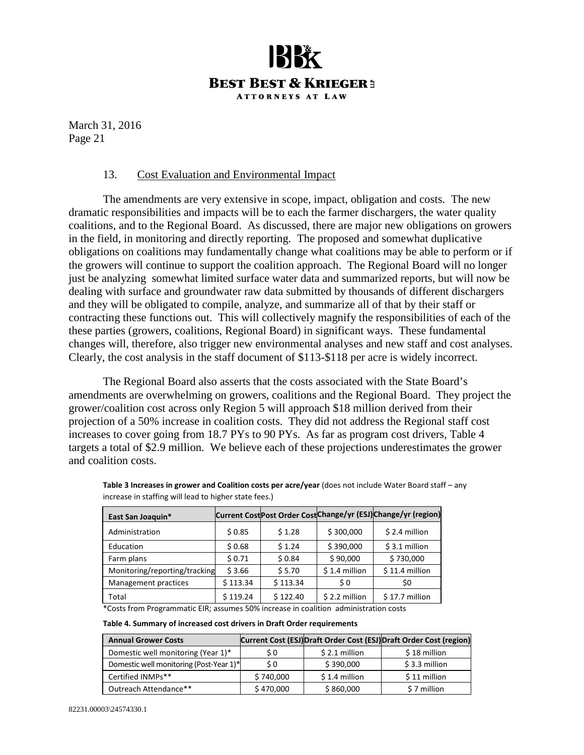March 31, 2016
Page 21

13. Cost Evaluation and Environmental Impact

The amendments are very extensive in scope, impact, obligation and costs. The new dramatic responsibilities and impacts will be to each the farmer dischargers, the water quality coalitions, and to the Regional Board. As discussed, there are major new obligations on growers in the field, in monitoring and directly reporting. The proposed and somewhat duplicative obligations on coalitions may fundamentally change what coalitions may be able to perform or if the growers will continue to support the coalition approach. The Regional Board will no longer just be analyzing somewhat limited surface water data and summarized reports, but will now be dealing with surface and groundwater raw data submitted by thousands of different dischargers and they will be obligated to compile, analyze, and summarize all of that by their staff or contracting these functions out. This will collectively magnify the responsibilities of each of the these parties (growers, coalitions, Regional Board) in significant ways. These fundamental changes will, therefore, also trigger new environmental analyses and new staff and cost analyses. Clearly, the cost analysis in the staff document of $113-$118 per acre is widely incorrect.

The Regional Board also asserts that the costs associated with the State Board's amendments are overwhelming on growers, coalitions and the Regional Board. They project the grower/coalition cost across only Region 5 will approach $18 million derived from their projection of a 50% increase in coalition costs. They did not address the Regional staff cost increases to cover going from 18.7 PYs to 90 PYs. As far as program cost drivers, Table 4 targets a total of $2.9 million. We believe each of these projections underestimates the grower and coalition costs.

**Table 3 Increases in grower and Coalition costs per acre/year** (does not include Water Board staff – any increase in staffing will lead to higher state fees.)

| East San Joaquin* | Current Cost | Post Order Cost | Change/yr (ESJ) | Change/yr (region) |
|---|---|---|---|---|
| Administration | $ 0.85 | $ 1.28 | $ 300,000 | $ 2.4 million |
| Education | $ 0.68 | $ 1.24 | $ 390,000 | $ 3.1 million |
| Farm plans | $ 0.71 | $ 0.84 | $ 90,000 | $ 730,000 |
| Monitoring/reporting/tracking | $ 3.66 | $ 5.70 | $ 1.4 million | $ 11.4 million |
| Management practices | $ 113.34 | $ 113.34 | $ 0 | $0 |
| Total | $ 119.24 | $ 122.40 | $ 2.2 million | $ 17.7 million |

*Costs from Programmatic EIR; assumes 50% increase in coalition administration costs

**Table 4. Summary of increased cost drivers in Draft Order requirements**

| Annual Grower Costs | Current Cost (ESJ) | Draft Order Cost (ESJ) | Draft Order Cost (region) |
|---|---|---|---|
| Domestic well monitoring (Year 1)* | $ 0 | $ 2.1 million | $ 18 million |
| Domestic well monitoring (Post-Year 1)* | $ 0 | $ 390,000 | $ 3.3 million |
| Certified INMPs** | $ 740,000 | $ 1.4 million | $ 11 million |
| Outreach Attendance** | $ 470,000 | $ 860,000 | $ 7 million |

82231.00003\24574330.1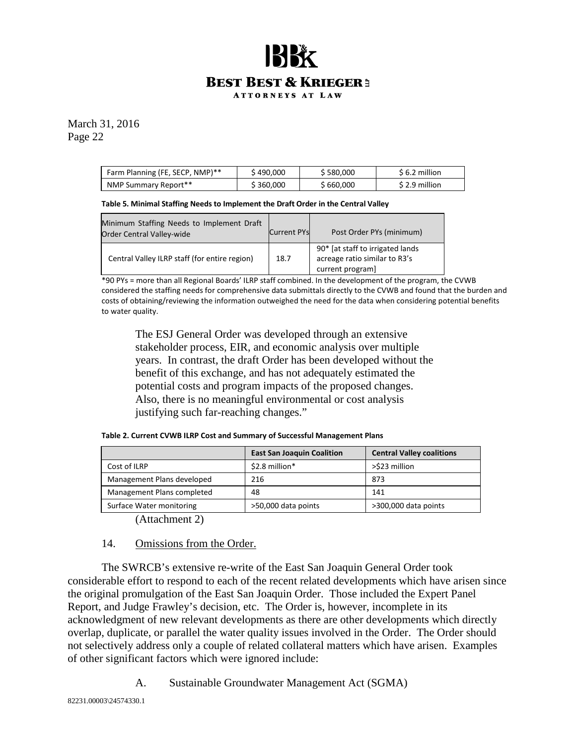| Farm Planning (FE, SECP, NMP)** | $ 490,000 | $ 580,000 | $ 6.2 million |
|---|---|---|---|
| NMP Summary Report** | $ 360,000 | $ 660,000 | $ 2.9 million |

**Table 5. Minimal Staffing Needs to Implement the Draft Order in the Central Valley**

| Minimum Staffing Needs to Implement Draft Order Central Valley-wide | Current PYs | Post Order PYs (minimum) |
|---|---|---|
| Central Valley ILRP staff (for entire region) | 18.7 | 90* [at staff to irrigated lands acreage ratio similar to R3's current program] |

*90 PYs = more than all Regional Boards' ILRP staff combined. In the development of the program, the CVWB considered the staffing needs for comprehensive data submittals directly to the CVWB and found that the burden and costs of obtaining/reviewing the information outweighed the need for the data when considering potential benefits to water quality.

> The ESJ General Order was developed through an extensive stakeholder process, EIR, and economic analysis over multiple years. In contrast, the draft Order has been developed without the benefit of this exchange, and has not adequately estimated the potential costs and program impacts of the proposed changes. Also, there is no meaningful environmental or cost analysis justifying such far-reaching changes."

**Table 2. Current CVWB ILRP Cost and Summary of Successful Management Plans**

| | East San Joaquin Coalition | Central Valley coalitions |
|---|---|---|
| Cost of ILRP | $2.8 million* | >$23 million |
| Management Plans developed | 216 | 873 |
| Management Plans completed | 48 | 141 |
| Surface Water monitoring | >50,000 data points | >300,000 data points |

(Attachment 2)

14. Omissions from the Order.

The SWRCB's extensive re-write of the East San Joaquin General Order took considerable effort to respond to each of the recent related developments which have arisen since the original promulgation of the East San Joaquin Order. Those included the Expert Panel Report, and Judge Frawley's decision, etc. The Order is, however, incomplete in its acknowledgment of new relevant developments as there are other developments which directly overlap, duplicate, or parallel the water quality issues involved in the Order. The Order should not selectively address only a couple of related collateral matters which have arisen. Examples of other significant factors which were ignored include:

A. Sustainable Groundwater Management Act (SGMA)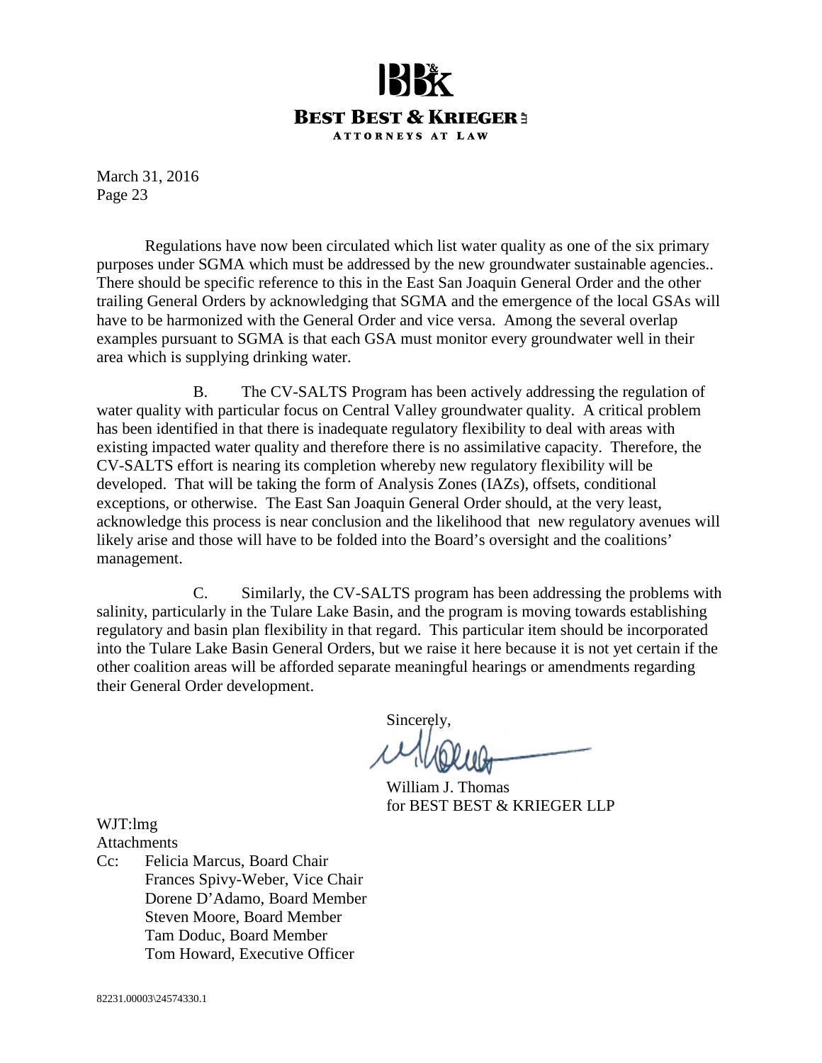Regulations have now been circulated which list water quality as one of the six primary purposes under SGMA which must be addressed by the new groundwater sustainable agencies.. There should be specific reference to this in the East San Joaquin General Order and the other trailing General Orders by acknowledging that SGMA and the emergence of the local GSAs will have to be harmonized with the General Order and vice versa. Among the several overlap examples pursuant to SGMA is that each GSA must monitor every groundwater well in their area which is supplying drinking water.

B. The CV-SALTS Program has been actively addressing the regulation of water quality with particular focus on Central Valley groundwater quality. A critical problem has been identified in that there is inadequate regulatory flexibility to deal with areas with existing impacted water quality and therefore there is no assimilative capacity. Therefore, the CV-SALTS effort is nearing its completion whereby new regulatory flexibility will be developed. That will be taking the form of Analysis Zones (IAZs), offsets, conditional exceptions, or otherwise. The East San Joaquin General Order should, at the very least, acknowledge this process is near conclusion and the likelihood that new regulatory avenues will likely arise and those will have to be folded into the Board's oversight and the coalitions' management.

C. Similarly, the CV-SALTS program has been addressing the problems with salinity, particularly in the Tulare Lake Basin, and the program is moving towards establishing regulatory and basin plan flexibility in that regard. This particular item should be incorporated into the Tulare Lake Basin General Orders, but we raise it here because it is not yet certain if the other coalition areas will be afforded separate meaningful hearings or amendments regarding their General Order development.

Sincerely,

William J. Thomas
for BEST BEST & KRIEGER LLP

WJT:lmg
Attachments
Cc: Felicia Marcus, Board Chair
Frances Spivy-Weber, Vice Chair
Dorene D'Adamo, Board Member
Steven Moore, Board Member
Tam Doduc, Board Member
Tom Howard, Executive Officer

82231.00003\24574330.1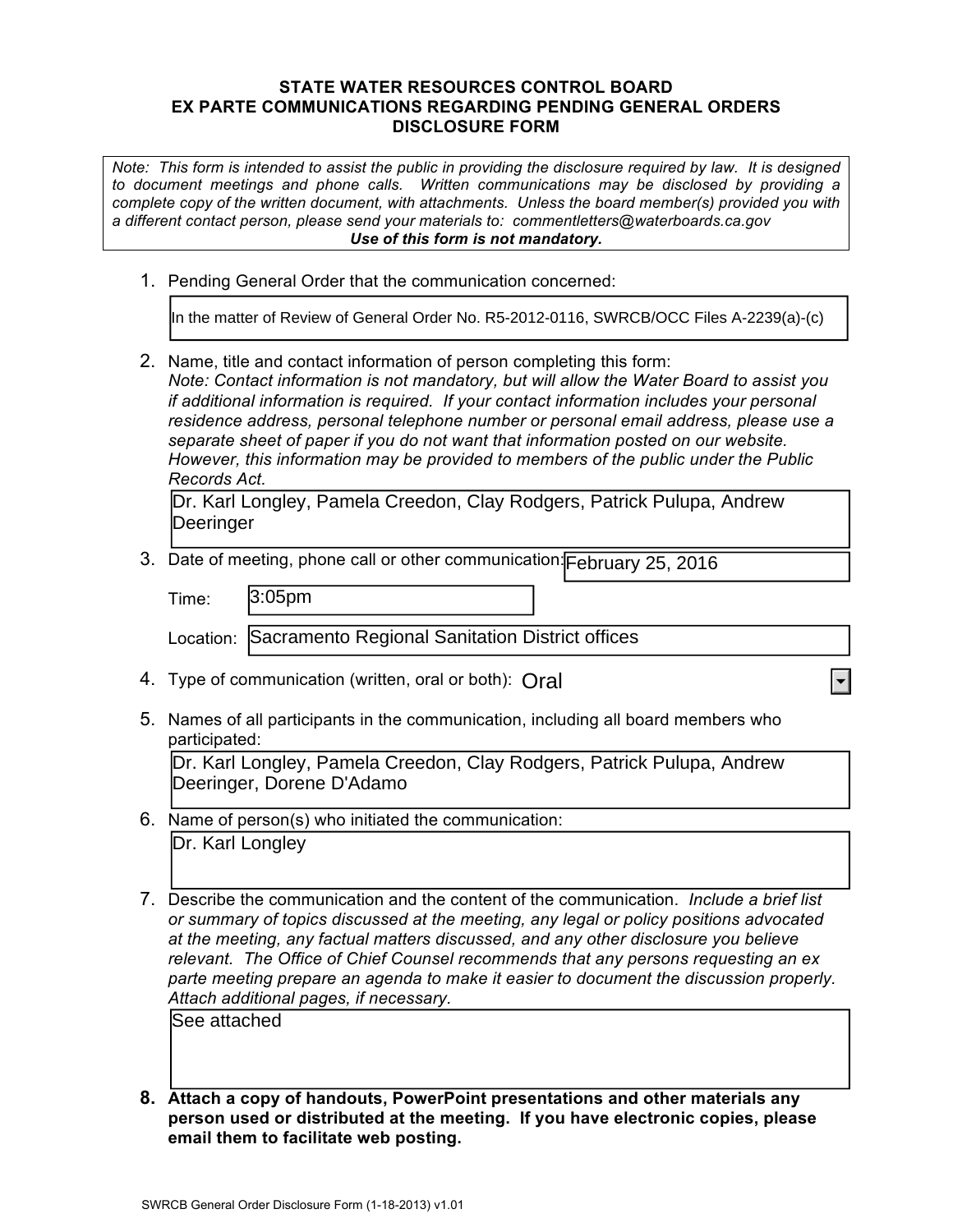# STATE WATER RESOURCES CONTROL BOARD
# EX PARTE COMMUNICATIONS REGARDING PENDING GENERAL ORDERS
# DISCLOSURE FORM

*Note: This form is intended to assist the public in providing the disclosure required by law. It is designed to document meetings and phone calls. Written communications may be disclosed by providing a complete copy of the written document, with attachments. Unless the board member(s) provided you with a different contact person, please send your materials to: commentletters@waterboards.ca.gov*
***Use of this form is not mandatory.***

1. Pending General Order that the communication concerned:

   In the matter of Review of General Order No. R5-2012-0116, SWRCB/OCC Files A-2239(a)-(c)

2. Name, title and contact information of person completing this form:
   *Note: Contact information is not mandatory, but will allow the Water Board to assist you if additional information is required. If your contact information includes your personal residence address, personal telephone number or personal email address, please use a separate sheet of paper if you do not want that information posted on our website. However, this information may be provided to members of the public under the Public Records Act.*

   Dr. Karl Longley, Pamela Creedon, Clay Rodgers, Patrick Pulupa, Andrew Deeringer

3. Date of meeting, phone call or other communication: February 25, 2016

   Time: 3:05pm

   Location: Sacramento Regional Sanitation District offices

4. Type of communication (written, oral or both): Oral

5. Names of all participants in the communication, including all board members who participated:

   Dr. Karl Longley, Pamela Creedon, Clay Rodgers, Patrick Pulupa, Andrew Deeringer, Dorene D'Adamo

6. Name of person(s) who initiated the communication:

   Dr. Karl Longley

7. Describe the communication and the content of the communication. *Include a brief list or summary of topics discussed at the meeting, any legal or policy positions advocated at the meeting, any factual matters discussed, and any other disclosure you believe relevant. The Office of Chief Counsel recommends that any persons requesting an ex parte meeting prepare an agenda to make it easier to document the discussion properly. Attach additional pages, if necessary.*

   See attached

8. **Attach a copy of handouts, PowerPoint presentations and other materials any person used or distributed at the meeting. If you have electronic copies, please email them to facilitate web posting.**

SWRCB General Order Disclosure Form (1-18-2013) v1.01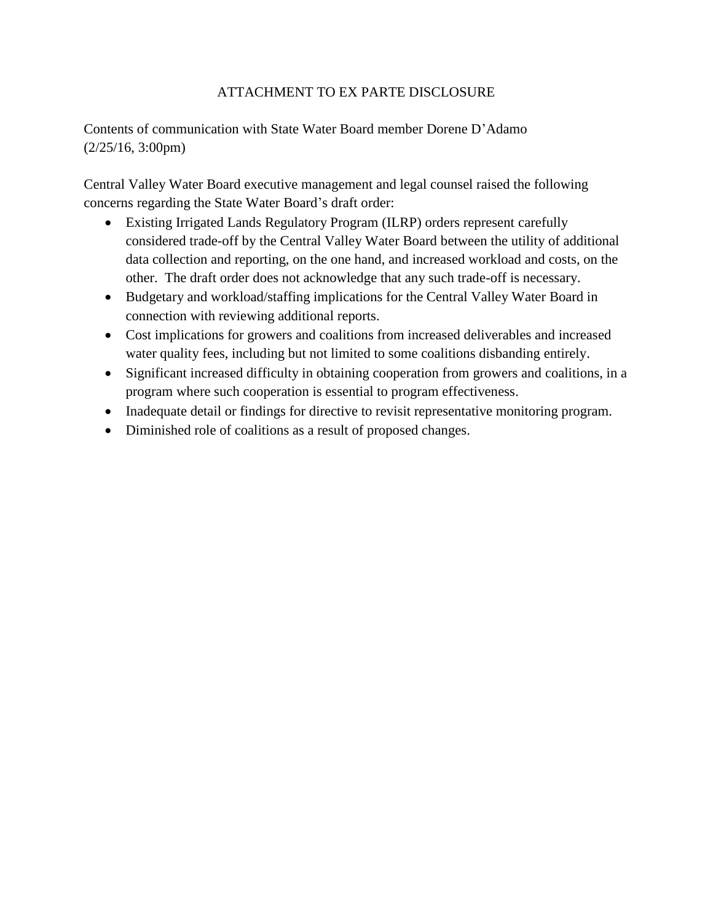# ATTACHMENT TO EX PARTE DISCLOSURE

Contents of communication with State Water Board member Dorene D'Adamo (2/25/16, 3:00pm)

Central Valley Water Board executive management and legal counsel raised the following concerns regarding the State Water Board's draft order:

- Existing Irrigated Lands Regulatory Program (ILRP) orders represent carefully considered trade-off by the Central Valley Water Board between the utility of additional data collection and reporting, on the one hand, and increased workload and costs, on the other. The draft order does not acknowledge that any such trade-off is necessary.
- Budgetary and workload/staffing implications for the Central Valley Water Board in connection with reviewing additional reports.
- Cost implications for growers and coalitions from increased deliverables and increased water quality fees, including but not limited to some coalitions disbanding entirely.
- Significant increased difficulty in obtaining cooperation from growers and coalitions, in a program where such cooperation is essential to program effectiveness.
- Inadequate detail or findings for directive to revisit representative monitoring program.
- Diminished role of coalitions as a result of proposed changes.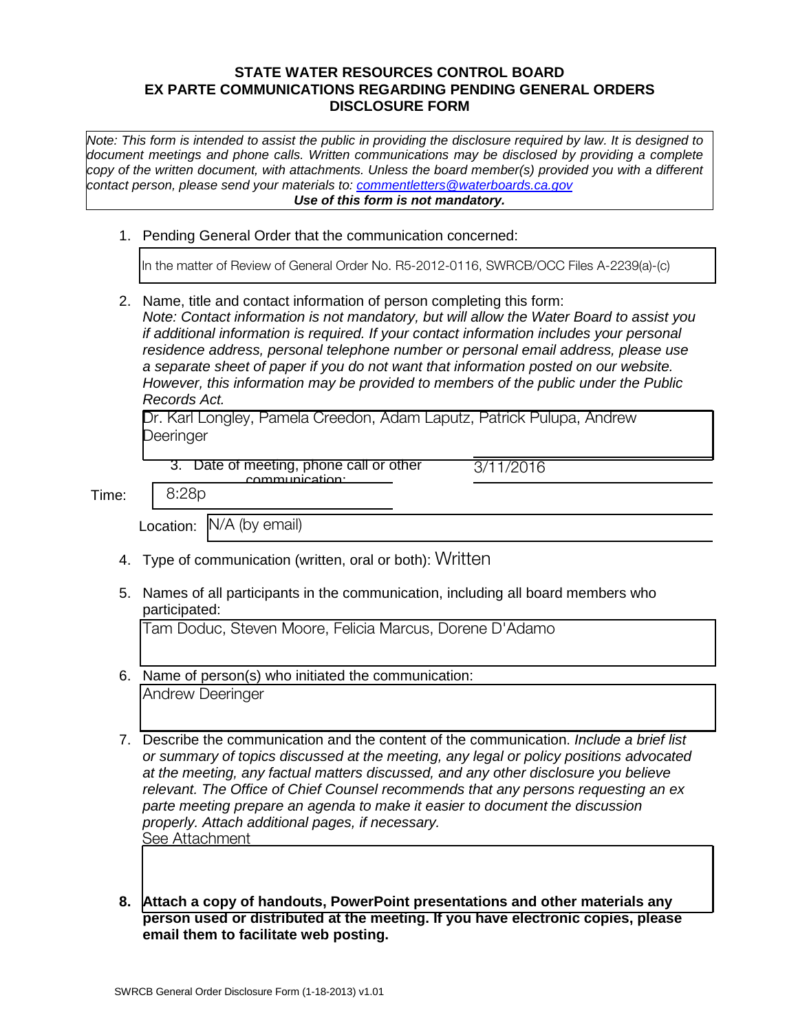**STATE WATER RESOURCES CONTROL BOARD**
**EX PARTE COMMUNICATIONS REGARDING PENDING GENERAL ORDERS**
**DISCLOSURE FORM**

*Note: This form is intended to assist the public in providing the disclosure required by law. It is designed to document meetings and phone calls. Written communications may be disclosed by providing a complete copy of the written document, with attachments. Unless the board member(s) provided you with a different contact person, please send your materials to: commentletters@waterboards.ca.gov*
***Use of this form is not mandatory.***

1. Pending General Order that the communication concerned:

   In the matter of Review of General Order No. R5-2012-0116, SWRCB/OCC Files A-2239(a)-(c)

2. Name, title and contact information of person completing this form:
   *Note: Contact information is not mandatory, but will allow the Water Board to assist you if additional information is required. If your contact information includes your personal residence address, personal telephone number or personal email address, please use a separate sheet of paper if you do not want that information posted on our website. However, this information may be provided to members of the public under the Public Records Act.*

   Dr. Karl Longley, Pamela Creedon, Adam Laputz, Patrick Pulupa, Andrew Deeringer

3. Date of meeting, phone call or other communication: 3/11/2016

   Time: 8:28p

   Location: N/A (by email)

4. Type of communication (written, oral or both): Written

5. Names of all participants in the communication, including all board members who participated:

   Tam Doduc, Steven Moore, Felicia Marcus, Dorene D'Adamo

6. Name of person(s) who initiated the communication:

   Andrew Deeringer

7. Describe the communication and the content of the communication. *Include a brief list or summary of topics discussed at the meeting, any legal or policy positions advocated at the meeting, any factual matters discussed, and any other disclosure you believe relevant. The Office of Chief Counsel recommends that any persons requesting an ex parte meeting prepare an agenda to make it easier to document the discussion properly. Attach additional pages, if necessary.*

   See Attachment

8. **Attach a copy of handouts, PowerPoint presentations and other materials any person used or distributed at the meeting. If you have electronic copies, please email them to facilitate web posting.**

SWRCB General Order Disclosure Form (1-18-2013) v1.01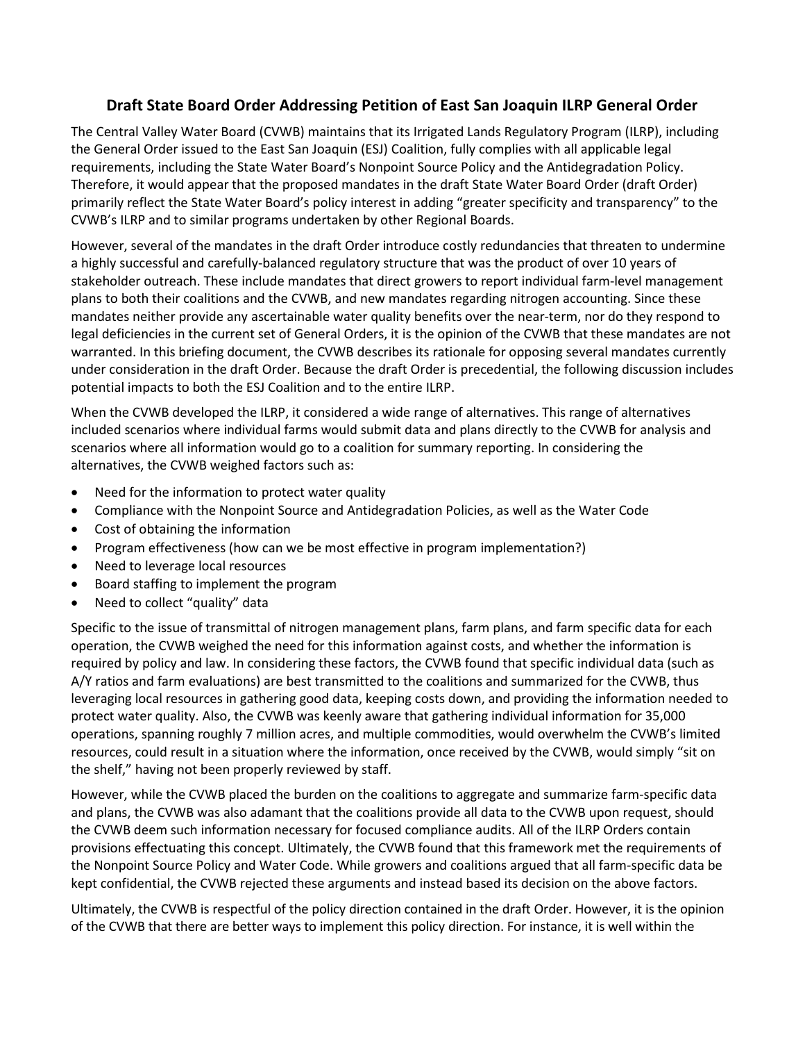## Draft State Board Order Addressing Petition of East San Joaquin ILRP General Order

The Central Valley Water Board (CVWB) maintains that its Irrigated Lands Regulatory Program (ILRP), including the General Order issued to the East San Joaquin (ESJ) Coalition, fully complies with all applicable legal requirements, including the State Water Board's Nonpoint Source Policy and the Antidegradation Policy. Therefore, it would appear that the proposed mandates in the draft State Water Board Order (draft Order) primarily reflect the State Water Board's policy interest in adding "greater specificity and transparency" to the CVWB's ILRP and to similar programs undertaken by other Regional Boards.

However, several of the mandates in the draft Order introduce costly redundancies that threaten to undermine a highly successful and carefully-balanced regulatory structure that was the product of over 10 years of stakeholder outreach. These include mandates that direct growers to report individual farm-level management plans to both their coalitions and the CVWB, and new mandates regarding nitrogen accounting. Since these mandates neither provide any ascertainable water quality benefits over the near-term, nor do they respond to legal deficiencies in the current set of General Orders, it is the opinion of the CVWB that these mandates are not warranted. In this briefing document, the CVWB describes its rationale for opposing several mandates currently under consideration in the draft Order. Because the draft Order is precedential, the following discussion includes potential impacts to both the ESJ Coalition and to the entire ILRP.

When the CVWB developed the ILRP, it considered a wide range of alternatives. This range of alternatives included scenarios where individual farms would submit data and plans directly to the CVWB for analysis and scenarios where all information would go to a coalition for summary reporting. In considering the alternatives, the CVWB weighed factors such as:

- Need for the information to protect water quality
- Compliance with the Nonpoint Source and Antidegradation Policies, as well as the Water Code
- Cost of obtaining the information
- Program effectiveness (how can we be most effective in program implementation?)
- Need to leverage local resources
- Board staffing to implement the program
- Need to collect "quality" data

Specific to the issue of transmittal of nitrogen management plans, farm plans, and farm specific data for each operation, the CVWB weighed the need for this information against costs, and whether the information is required by policy and law. In considering these factors, the CVWB found that specific individual data (such as A/Y ratios and farm evaluations) are best transmitted to the coalitions and summarized for the CVWB, thus leveraging local resources in gathering good data, keeping costs down, and providing the information needed to protect water quality. Also, the CVWB was keenly aware that gathering individual information for 35,000 operations, spanning roughly 7 million acres, and multiple commodities, would overwhelm the CVWB's limited resources, could result in a situation where the information, once received by the CVWB, would simply "sit on the shelf," having not been properly reviewed by staff.

However, while the CVWB placed the burden on the coalitions to aggregate and summarize farm-specific data and plans, the CVWB was also adamant that the coalitions provide all data to the CVWB upon request, should the CVWB deem such information necessary for focused compliance audits. All of the ILRP Orders contain provisions effectuating this concept. Ultimately, the CVWB found that this framework met the requirements of the Nonpoint Source Policy and Water Code. While growers and coalitions argued that all farm-specific data be kept confidential, the CVWB rejected these arguments and instead based its decision on the above factors.

Ultimately, the CVWB is respectful of the policy direction contained in the draft Order. However, it is the opinion of the CVWB that there are better ways to implement this policy direction. For instance, it is well within the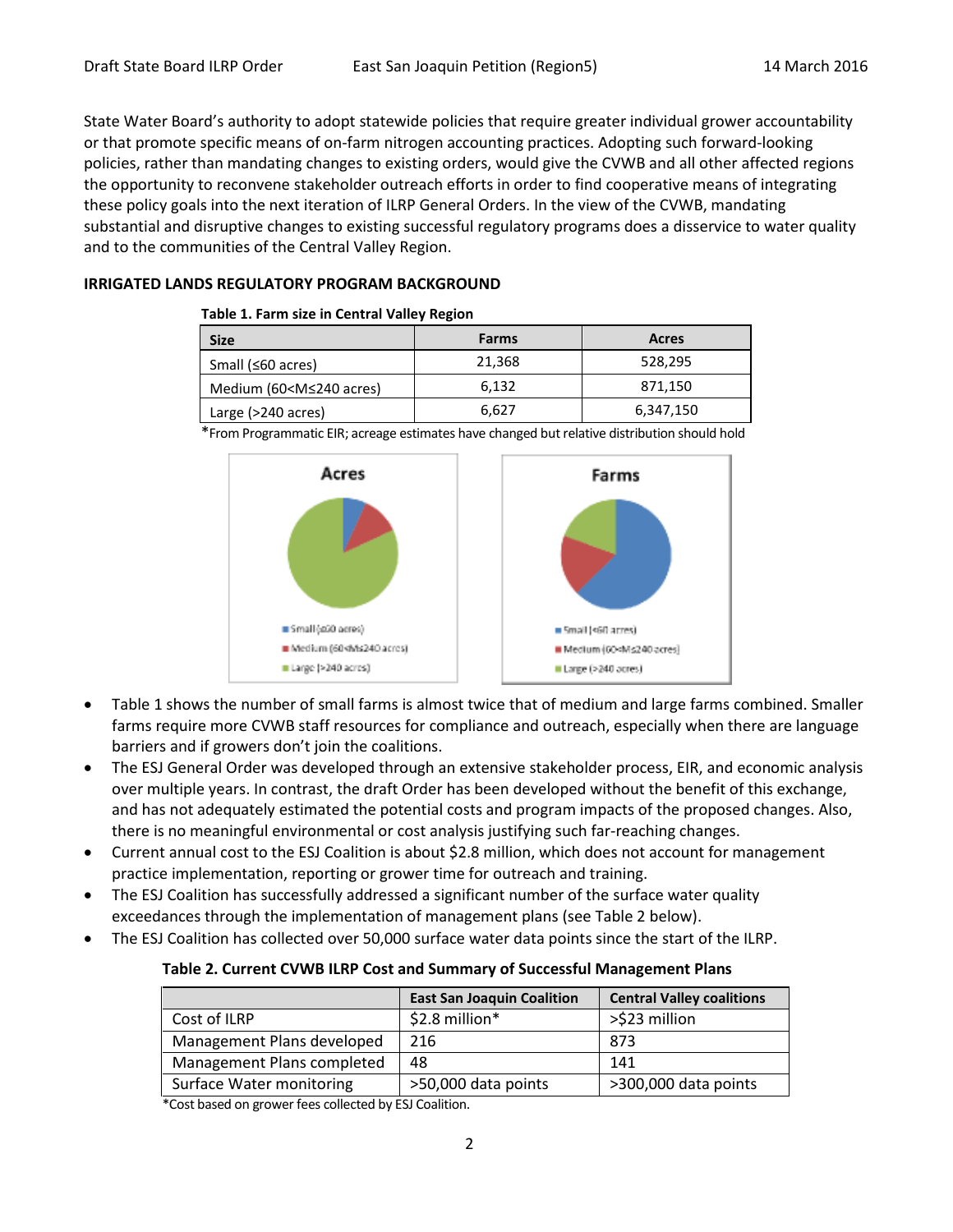State Water Board's authority to adopt statewide policies that require greater individual grower accountability or that promote specific means of on-farm nitrogen accounting practices. Adopting such forward-looking policies, rather than mandating changes to existing orders, would give the CVWB and all other affected regions the opportunity to reconvene stakeholder outreach efforts in order to find cooperative means of integrating these policy goals into the next iteration of ILRP General Orders. In the view of the CVWB, mandating substantial and disruptive changes to existing successful regulatory programs does a disservice to water quality and to the communities of the Central Valley Region.

**IRRIGATED LANDS REGULATORY PROGRAM BACKGROUND**

**Table 1. Farm size in Central Valley Region**

| Size | Farms | Acres |
|---|---|---|
| Small (≤60 acres) | 21,368 | 528,295 |
| Medium (60<M≤240 acres) | 6,132 | 871,150 |
| Large (>240 acres) | 6,627 | 6,347,150 |

*From Programmatic EIR; acreage estimates have changed but relative distribution should hold

- Table 1 shows the number of small farms is almost twice that of medium and large farms combined. Smaller farms require more CVWB staff resources for compliance and outreach, especially when there are language barriers and if growers don't join the coalitions.
- The ESJ General Order was developed through an extensive stakeholder process, EIR, and economic analysis over multiple years. In contrast, the draft Order has been developed without the benefit of this exchange, and has not adequately estimated the potential costs and program impacts of the proposed changes. Also, there is no meaningful environmental or cost analysis justifying such far-reaching changes.
- Current annual cost to the ESJ Coalition is about $2.8 million, which does not account for management practice implementation, reporting or grower time for outreach and training.
- The ESJ Coalition has successfully addressed a significant number of the surface water quality exceedances through the implementation of management plans (see Table 2 below).
- The ESJ Coalition has collected over 50,000 surface water data points since the start of the ILRP.

**Table 2. Current CVWB ILRP Cost and Summary of Successful Management Plans**

| | East San Joaquin Coalition | Central Valley coalitions |
|---|---|---|
| Cost of ILRP | $2.8 million* | >$23 million |
| Management Plans developed | 216 | 873 |
| Management Plans completed | 48 | 141 |
| Surface Water monitoring | >50,000 data points | >300,000 data points |

*Cost based on grower fees collected by ESJ Coalition.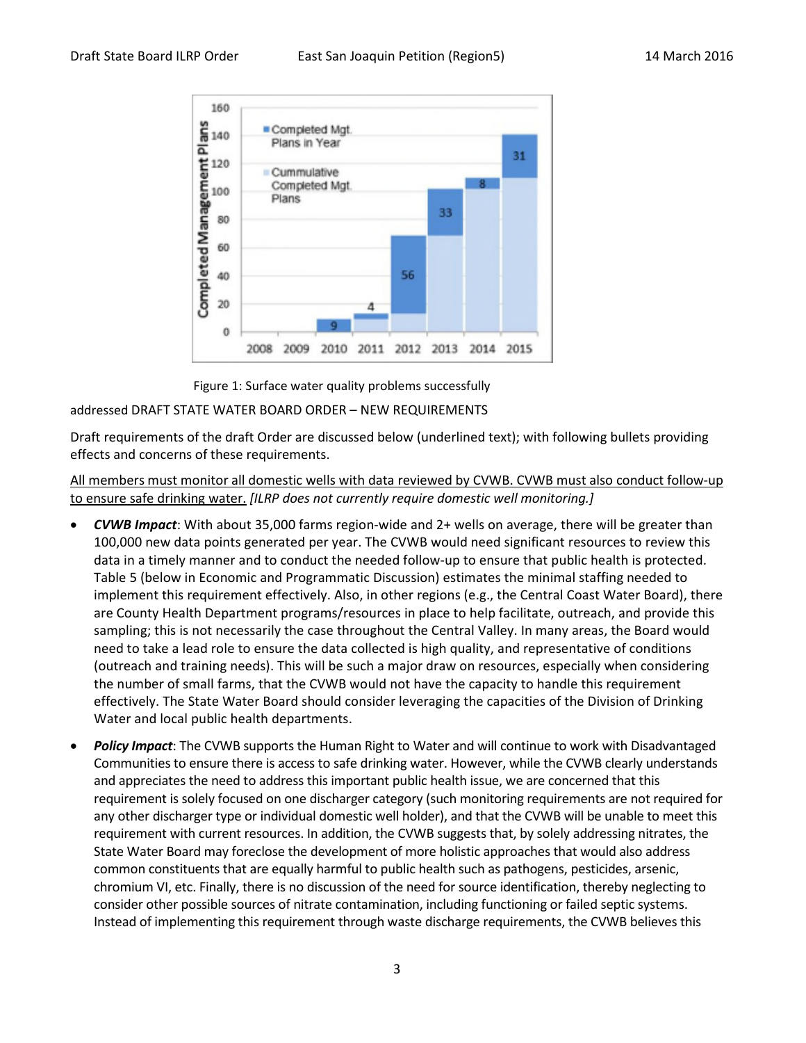Figure 1: Surface water quality problems successfully addressed DRAFT STATE WATER BOARD ORDER – NEW REQUIREMENTS

Draft requirements of the draft Order are discussed below (underlined text); with following bullets providing effects and concerns of these requirements.

<u>All members must monitor all domestic wells with data reviewed by CVWB. CVWB must also conduct follow-up to ensure safe drinking water.</u> *[ILRP does not currently require domestic well monitoring.]*

- ***CVWB Impact***: With about 35,000 farms region-wide and 2+ wells on average, there will be greater than 100,000 new data points generated per year. The CVWB would need significant resources to review this data in a timely manner and to conduct the needed follow-up to ensure that public health is protected. Table 5 (below in Economic and Programmatic Discussion) estimates the minimal staffing needed to implement this requirement effectively. Also, in other regions (e.g., the Central Coast Water Board), there are County Health Department programs/resources in place to help facilitate, outreach, and provide this sampling; this is not necessarily the case throughout the Central Valley. In many areas, the Board would need to take a lead role to ensure the data collected is high quality, and representative of conditions (outreach and training needs). This will be such a major draw on resources, especially when considering the number of small farms, that the CVWB would not have the capacity to handle this requirement effectively. The State Water Board should consider leveraging the capacities of the Division of Drinking Water and local public health departments.
- ***Policy Impact***: The CVWB supports the Human Right to Water and will continue to work with Disadvantaged Communities to ensure there is access to safe drinking water. However, while the CVWB clearly understands and appreciates the need to address this important public health issue, we are concerned that this requirement is solely focused on one discharger category (such monitoring requirements are not required for any other discharger type or individual domestic well holder), and that the CVWB will be unable to meet this requirement with current resources. In addition, the CVWB suggests that, by solely addressing nitrates, the State Water Board may foreclose the development of more holistic approaches that would also address common constituents that are equally harmful to public health such as pathogens, pesticides, arsenic, chromium VI, etc. Finally, there is no discussion of the need for source identification, thereby neglecting to consider other possible sources of nitrate contamination, including functioning or failed septic systems. Instead of implementing this requirement through waste discharge requirements, the CVWB believes this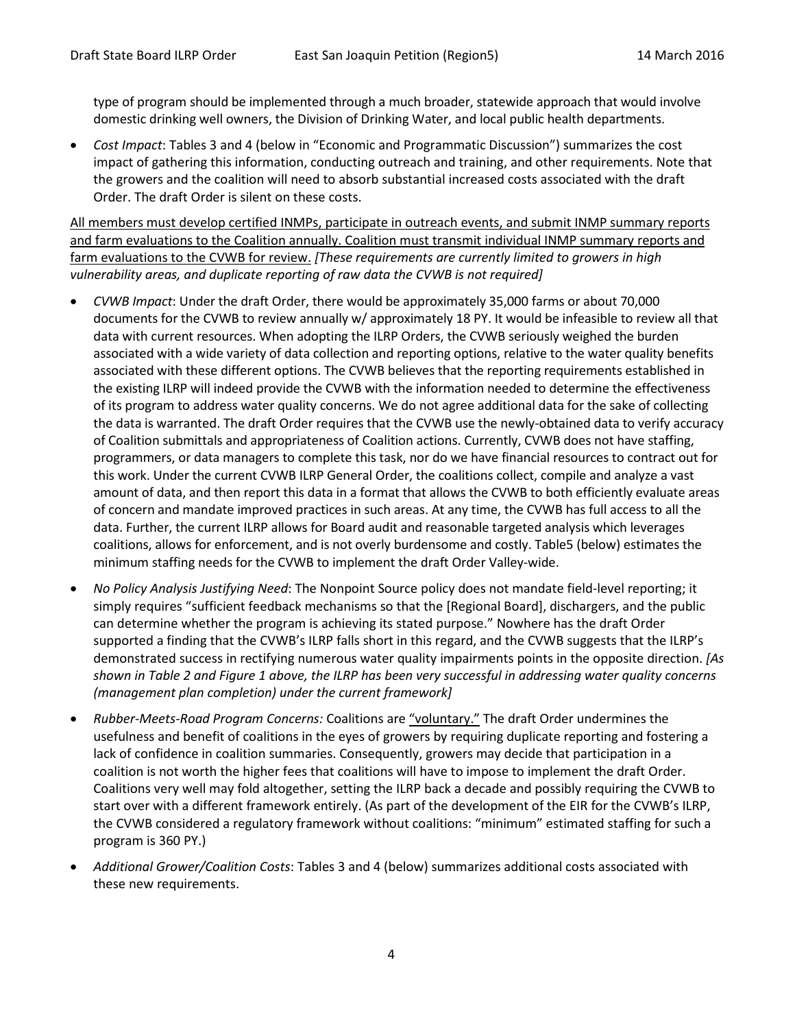type of program should be implemented through a much broader, statewide approach that would involve domestic drinking well owners, the Division of Drinking Water, and local public health departments.

- *Cost Impact*: Tables 3 and 4 (below in "Economic and Programmatic Discussion") summarizes the cost impact of gathering this information, conducting outreach and training, and other requirements. Note that the growers and the coalition will need to absorb substantial increased costs associated with the draft Order. The draft Order is silent on these costs.

<u>All members must develop certified INMPs, participate in outreach events, and submit INMP summary reports and farm evaluations to the Coalition annually. Coalition must transmit individual INMP summary reports and farm evaluations to the CVWB for review.</u> *[These requirements are currently limited to growers in high vulnerability areas, and duplicate reporting of raw data the CVWB is not required]*

- *CVWB Impact*: Under the draft Order, there would be approximately 35,000 farms or about 70,000 documents for the CVWB to review annually w/ approximately 18 PY. It would be infeasible to review all that data with current resources. When adopting the ILRP Orders, the CVWB seriously weighed the burden associated with a wide variety of data collection and reporting options, relative to the water quality benefits associated with these different options. The CVWB believes that the reporting requirements established in the existing ILRP will indeed provide the CVWB with the information needed to determine the effectiveness of its program to address water quality concerns. We do not agree additional data for the sake of collecting the data is warranted. The draft Order requires that the CVWB use the newly-obtained data to verify accuracy of Coalition submittals and appropriateness of Coalition actions. Currently, CVWB does not have staffing, programmers, or data managers to complete this task, nor do we have financial resources to contract out for this work. Under the current CVWB ILRP General Order, the coalitions collect, compile and analyze a vast amount of data, and then report this data in a format that allows the CVWB to both efficiently evaluate areas of concern and mandate improved practices in such areas. At any time, the CVWB has full access to all the data. Further, the current ILRP allows for Board audit and reasonable targeted analysis which leverages coalitions, allows for enforcement, and is not overly burdensome and costly. Table5 (below) estimates the minimum staffing needs for the CVWB to implement the draft Order Valley-wide.
- *No Policy Analysis Justifying Need*: The Nonpoint Source policy does not mandate field-level reporting; it simply requires "sufficient feedback mechanisms so that the [Regional Board], dischargers, and the public can determine whether the program is achieving its stated purpose." Nowhere has the draft Order supported a finding that the CVWB's ILRP falls short in this regard, and the CVWB suggests that the ILRP's demonstrated success in rectifying numerous water quality impairments points in the opposite direction. *[As shown in Table 2 and Figure 1 above, the ILRP has been very successful in addressing water quality concerns (management plan completion) under the current framework]*
- *Rubber-Meets-Road Program Concerns:* Coalitions are <u>"voluntary."</u> The draft Order undermines the usefulness and benefit of coalitions in the eyes of growers by requiring duplicate reporting and fostering a lack of confidence in coalition summaries. Consequently, growers may decide that participation in a coalition is not worth the higher fees that coalitions will have to impose to implement the draft Order. Coalitions very well may fold altogether, setting the ILRP back a decade and possibly requiring the CVWB to start over with a different framework entirely. (As part of the development of the EIR for the CVWB's ILRP, the CVWB considered a regulatory framework without coalitions: "minimum" estimated staffing for such a program is 360 PY.)
- *Additional Grower/Coalition Costs*: Tables 3 and 4 (below) summarizes additional costs associated with these new requirements.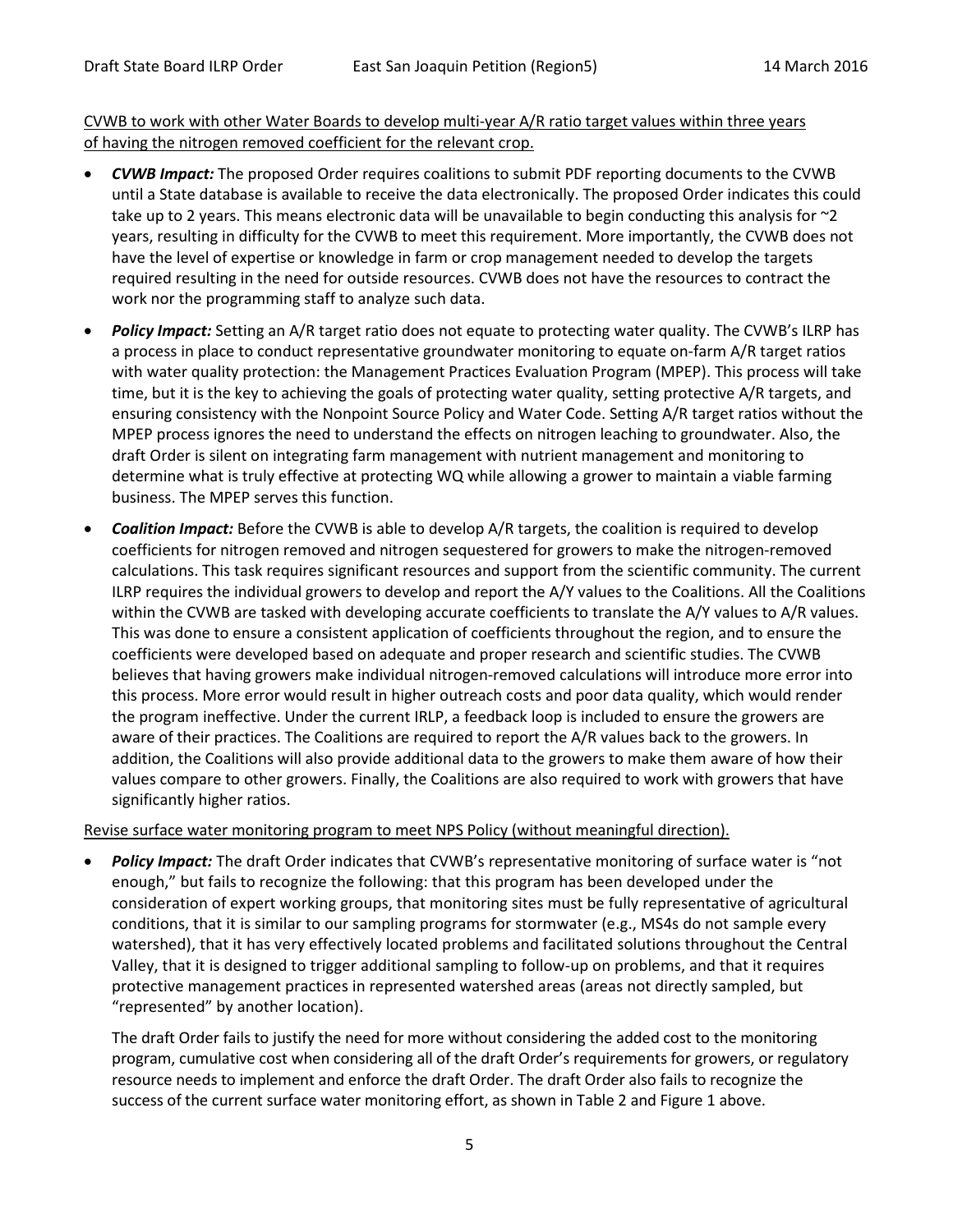<u>CVWB to work with other Water Boards to develop multi-year A/R ratio target values within three years of having the nitrogen removed coefficient for the relevant crop.</u>

- ***CVWB Impact:*** The proposed Order requires coalitions to submit PDF reporting documents to the CVWB until a State database is available to receive the data electronically. The proposed Order indicates this could take up to 2 years. This means electronic data will be unavailable to begin conducting this analysis for ~2 years, resulting in difficulty for the CVWB to meet this requirement. More importantly, the CVWB does not have the level of expertise or knowledge in farm or crop management needed to develop the targets required resulting in the need for outside resources. CVWB does not have the resources to contract the work nor the programming staff to analyze such data.
- ***Policy Impact:*** Setting an A/R target ratio does not equate to protecting water quality. The CVWB's ILRP has a process in place to conduct representative groundwater monitoring to equate on-farm A/R target ratios with water quality protection: the Management Practices Evaluation Program (MPEP). This process will take time, but it is the key to achieving the goals of protecting water quality, setting protective A/R targets, and ensuring consistency with the Nonpoint Source Policy and Water Code. Setting A/R target ratios without the MPEP process ignores the need to understand the effects on nitrogen leaching to groundwater. Also, the draft Order is silent on integrating farm management with nutrient management and monitoring to determine what is truly effective at protecting WQ while allowing a grower to maintain a viable farming business. The MPEP serves this function.
- ***Coalition Impact:*** Before the CVWB is able to develop A/R targets, the coalition is required to develop coefficients for nitrogen removed and nitrogen sequestered for growers to make the nitrogen-removed calculations. This task requires significant resources and support from the scientific community. The current ILRP requires the individual growers to develop and report the A/Y values to the Coalitions. All the Coalitions within the CVWB are tasked with developing accurate coefficients to translate the A/Y values to A/R values. This was done to ensure a consistent application of coefficients throughout the region, and to ensure the coefficients were developed based on adequate and proper research and scientific studies. The CVWB believes that having growers make individual nitrogen-removed calculations will introduce more error into this process. More error would result in higher outreach costs and poor data quality, which would render the program ineffective. Under the current IRLP, a feedback loop is included to ensure the growers are aware of their practices. The Coalitions are required to report the A/R values back to the growers. In addition, the Coalitions will also provide additional data to the growers to make them aware of how their values compare to other growers. Finally, the Coalitions are also required to work with growers that have significantly higher ratios.

<u>Revise surface water monitoring program to meet NPS Policy (without meaningful direction).</u>

- ***Policy Impact:*** The draft Order indicates that CVWB's representative monitoring of surface water is "not enough," but fails to recognize the following: that this program has been developed under the consideration of expert working groups, that monitoring sites must be fully representative of agricultural conditions, that it is similar to our sampling programs for stormwater (e.g., MS4s do not sample every watershed), that it has very effectively located problems and facilitated solutions throughout the Central Valley, that it is designed to trigger additional sampling to follow-up on problems, and that it requires protective management practices in represented watershed areas (areas not directly sampled, but "represented" by another location).

  The draft Order fails to justify the need for more without considering the added cost to the monitoring program, cumulative cost when considering all of the draft Order's requirements for growers, or regulatory resource needs to implement and enforce the draft Order. The draft Order also fails to recognize the success of the current surface water monitoring effort, as shown in Table 2 and Figure 1 above.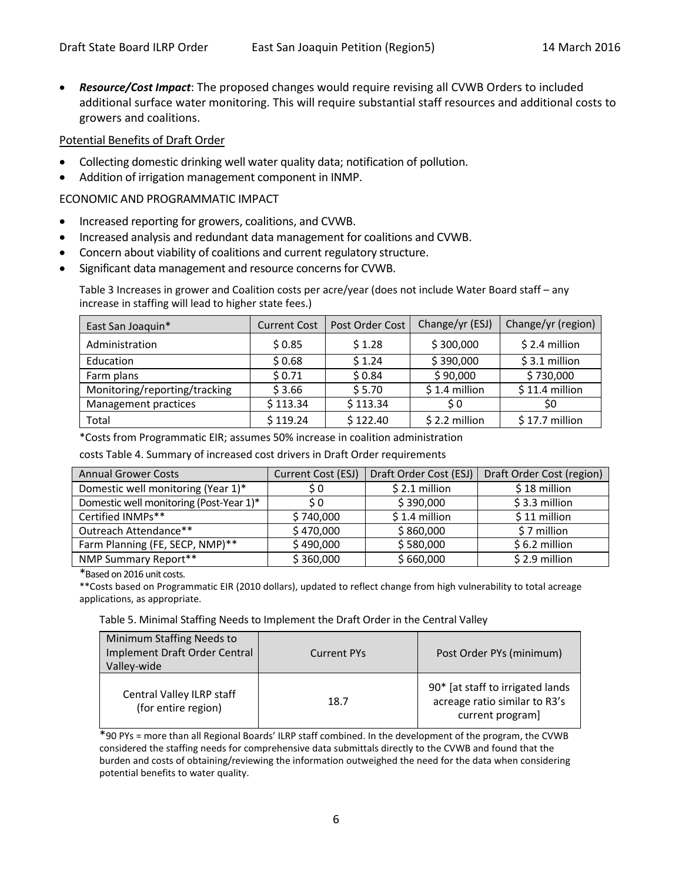- ***Resource/Cost Impact***: The proposed changes would require revising all CVWB Orders to included additional surface water monitoring. This will require substantial staff resources and additional costs to growers and coalitions.

Potential Benefits of Draft Order

- Collecting domestic drinking well water quality data; notification of pollution.
- Addition of irrigation management component in INMP.

ECONOMIC AND PROGRAMMATIC IMPACT

- Increased reporting for growers, coalitions, and CVWB.
- Increased analysis and redundant data management for coalitions and CVWB.
- Concern about viability of coalitions and current regulatory structure.
- Significant data management and resource concerns for CVWB.

Table 3 Increases in grower and Coalition costs per acre/year (does not include Water Board staff – any increase in staffing will lead to higher state fees.)

| East San Joaquin* | Current Cost | Post Order Cost | Change/yr (ESJ) | Change/yr (region) |
|---|---|---|---|---|
| Administration | $ 0.85 | $ 1.28 | $ 300,000 | $ 2.4 million |
| Education | $ 0.68 | $ 1.24 | $ 390,000 | $ 3.1 million |
| Farm plans | $ 0.71 | $ 0.84 | $ 90,000 | $ 730,000 |
| Monitoring/reporting/tracking | $ 3.66 | $ 5.70 | $ 1.4 million | $ 11.4 million |
| Management practices | $ 113.34 | $ 113.34 | $ 0 | $0 |
| Total | $ 119.24 | $ 122.40 | $ 2.2 million | $ 17.7 million |

*Costs from Programmatic EIR; assumes 50% increase in coalition administration

costs Table 4. Summary of increased cost drivers in Draft Order requirements

| Annual Grower Costs | Current Cost (ESJ) | Draft Order Cost (ESJ) | Draft Order Cost (region) |
|---|---|---|---|
| Domestic well monitoring (Year 1)* | $ 0 | $ 2.1 million | $ 18 million |
| Domestic well monitoring (Post-Year 1)* | $ 0 | $ 390,000 | $ 3.3 million |
| Certified INMPs** | $ 740,000 | $ 1.4 million | $ 11 million |
| Outreach Attendance** | $ 470,000 | $ 860,000 | $ 7 million |
| Farm Planning (FE, SECP, NMP)** | $ 490,000 | $ 580,000 | $ 6.2 million |
| NMP Summary Report** | $ 360,000 | $ 660,000 | $ 2.9 million |

*Based on 2016 unit costs.

**Costs based on Programmatic EIR (2010 dollars), updated to reflect change from high vulnerability to total acreage applications, as appropriate.

Table 5. Minimal Staffing Needs to Implement the Draft Order in the Central Valley

| Minimum Staffing Needs to Implement Draft Order Central Valley-wide | Current PYs | Post Order PYs (minimum) |
|---|---|---|
| Central Valley ILRP staff (for entire region) | 18.7 | 90* [at staff to irrigated lands acreage ratio similar to R3's current program] |

*90 PYs = more than all Regional Boards' ILRP staff combined. In the development of the program, the CVWB considered the staffing needs for comprehensive data submittals directly to the CVWB and found that the burden and costs of obtaining/reviewing the information outweighed the need for the data when considering potential benefits to water quality.